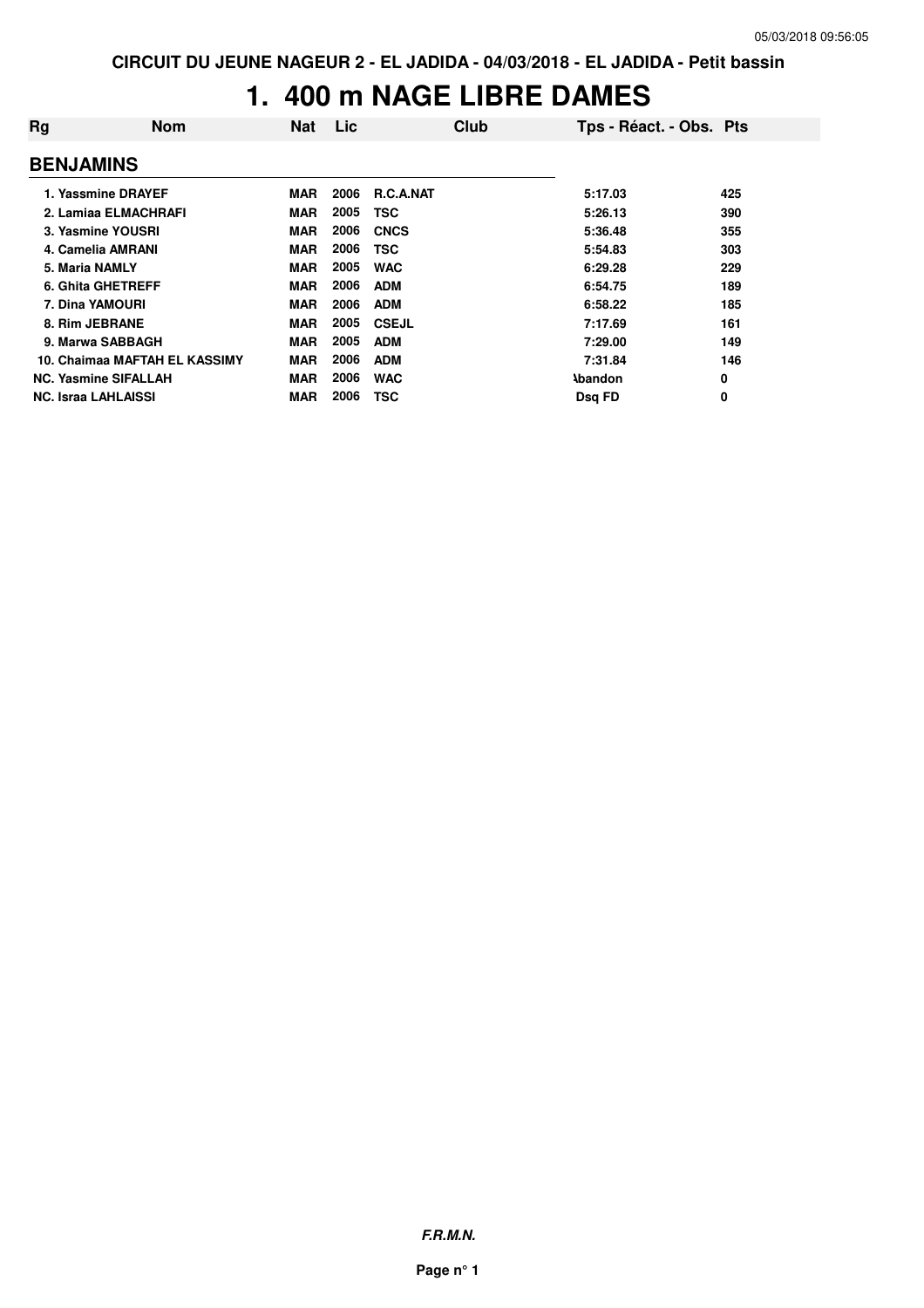CIRCUIT DU JEUNE NAGEUR 2 - EL JADIDA - 04/03/2018 - EL JADIDA - Petit bassin

# 1. 400 m NAGE LIBRE DAMES

| Rg | Nom | Nat | Lic | Club | Tps - Réact. - Obs. | Pts |
|---|---|---|---|---|---|---|
| **BENJAMINS** | | | | | | |
| 1. | Yassmine DRAYEF | MAR | 2006 | R.C.A.NAT | 5:17.03 | 425 |
| 2. | Lamiaa ELMACHRAFI | MAR | 2005 | TSC | 5:26.13 | 390 |
| 3. | Yasmine YOUSRI | MAR | 2006 | CNCS | 5:36.48 | 355 |
| 4. | Camelia AMRANI | MAR | 2006 | TSC | 5:54.83 | 303 |
| 5. | Maria NAMLY | MAR | 2005 | WAC | 6:29.28 | 229 |
| 6. | Ghita GHETREFF | MAR | 2006 | ADM | 6:54.75 | 189 |
| 7. | Dina YAMOURI | MAR | 2006 | ADM | 6:58.22 | 185 |
| 8. | Rim JEBRANE | MAR | 2005 | CSEJL | 7:17.69 | 161 |
| 9. | Marwa SABBAGH | MAR | 2005 | ADM | 7:29.00 | 149 |
| 10. | Chaimaa MAFTAH EL KASSIMY | MAR | 2006 | ADM | 7:31.84 | 146 |
| NC. | Yasmine SIFALLAH | MAR | 2006 | WAC | Abandon | 0 |
| NC. | Israa LAHLAISSI | MAR | 2006 | TSC | Dsq FD | 0 |

*F.R.M.N.*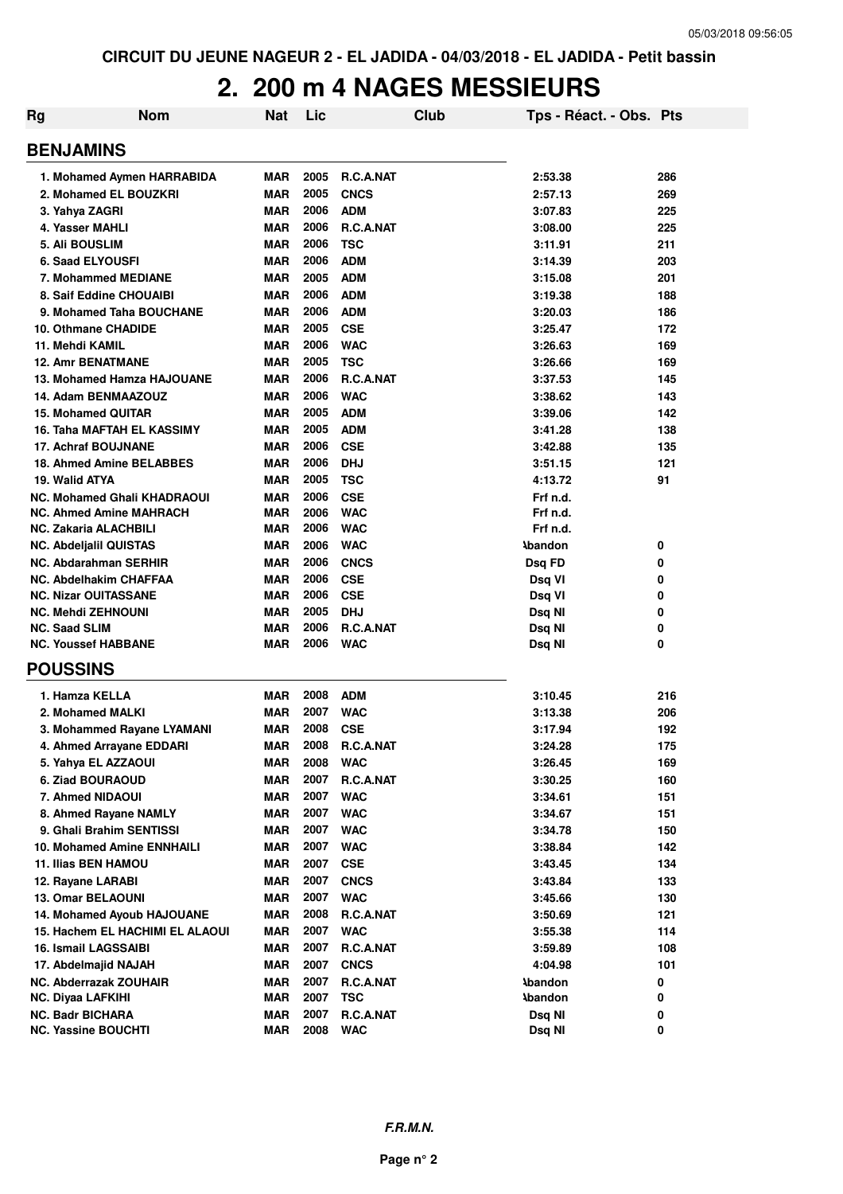CIRCUIT DU JEUNE NAGEUR 2 - EL JADIDA - 04/03/2018 - EL JADIDA - Petit bassin

# 2. 200 m 4 NAGES MESSIEURS

| Rg | Nom | Nat | Lic | Club | Tps - Réact. - Obs. | Pts |
|---|---|---|---|---|---|---|

## BENJAMINS

| Rg | Nom | Nat | Lic | Club | Tps - Réact. - Obs. | Pts |
|---|---|---|---|---|---|---|
| 1. | Mohamed Aymen HARRABIDA | MAR | 2005 | R.C.A.NAT | 2:53.38 | 286 |
| 2. | Mohamed EL BOUZKRI | MAR | 2005 | CNCS | 2:57.13 | 269 |
| 3. | Yahya ZAGRI | MAR | 2006 | ADM | 3:07.83 | 225 |
| 4. | Yasser MAHLI | MAR | 2006 | R.C.A.NAT | 3:08.00 | 225 |
| 5. | Ali BOUSLIM | MAR | 2006 | TSC | 3:11.91 | 211 |
| 6. | Saad ELYOUSFI | MAR | 2006 | ADM | 3:14.39 | 203 |
| 7. | Mohammed MEDIANE | MAR | 2005 | ADM | 3:15.08 | 201 |
| 8. | Saif Eddine CHOUAIBI | MAR | 2006 | ADM | 3:19.38 | 188 |
| 9. | Mohamed Taha BOUCHANE | MAR | 2006 | ADM | 3:20.03 | 186 |
| 10. | Othmane CHADIDE | MAR | 2005 | CSE | 3:25.47 | 172 |
| 11. | Mehdi KAMIL | MAR | 2006 | WAC | 3:26.63 | 169 |
| 12. | Amr BENATMANE | MAR | 2005 | TSC | 3:26.66 | 169 |
| 13. | Mohamed Hamza HAJOUANE | MAR | 2006 | R.C.A.NAT | 3:37.53 | 145 |
| 14. | Adam BENMAAZOUZ | MAR | 2006 | WAC | 3:38.62 | 143 |
| 15. | Mohamed QUITAR | MAR | 2005 | ADM | 3:39.06 | 142 |
| 16. | Taha MAFTAH EL KASSIMY | MAR | 2005 | ADM | 3:41.28 | 138 |
| 17. | Achraf BOUJNANE | MAR | 2006 | CSE | 3:42.88 | 135 |
| 18. | Ahmed Amine BELABBES | MAR | 2006 | DHJ | 3:51.15 | 121 |
| 19. | Walid ATYA | MAR | 2005 | TSC | 4:13.72 | 91 |
| NC. | Mohamed Ghali KHADRAOUI | MAR | 2006 | CSE | Frf n.d. | |
| NC. | Ahmed Amine MAHRACH | MAR | 2006 | WAC | Frf n.d. | |
| NC. | Zakaria ALACHBILI | MAR | 2006 | WAC | Frf n.d. | |
| NC. | Abdeljalil QUISTAS | MAR | 2006 | WAC | Abandon | 0 |
| NC. | Abdarahman SERHIR | MAR | 2006 | CNCS | Dsq FD | 0 |
| NC. | Abdelhakim CHAFFAA | MAR | 2006 | CSE | Dsq VI | 0 |
| NC. | Nizar OUITASSANE | MAR | 2006 | CSE | Dsq VI | 0 |
| NC. | Mehdi ZEHNOUNI | MAR | 2005 | DHJ | Dsq NI | 0 |
| NC. | Saad SLIM | MAR | 2006 | R.C.A.NAT | Dsq NI | 0 |
| NC. | Youssef HABBANE | MAR | 2006 | WAC | Dsq NI | 0 |

## POUSSINS

| Rg | Nom | Nat | Lic | Club | Tps - Réact. - Obs. | Pts |
|---|---|---|---|---|---|---|
| 1. | Hamza KELLA | MAR | 2008 | ADM | 3:10.45 | 216 |
| 2. | Mohamed MALKI | MAR | 2007 | WAC | 3:13.38 | 206 |
| 3. | Mohammed Rayane LYAMANI | MAR | 2008 | CSE | 3:17.94 | 192 |
| 4. | Ahmed Arrayane EDDARI | MAR | 2008 | R.C.A.NAT | 3:24.28 | 175 |
| 5. | Yahya EL AZZAOUI | MAR | 2008 | WAC | 3:26.45 | 169 |
| 6. | Ziad BOURAOUD | MAR | 2007 | R.C.A.NAT | 3:30.25 | 160 |
| 7. | Ahmed NIDAOUI | MAR | 2007 | WAC | 3:34.61 | 151 |
| 8. | Ahmed Rayane NAMLY | MAR | 2007 | WAC | 3:34.67 | 151 |
| 9. | Ghali Brahim SENTISSI | MAR | 2007 | WAC | 3:34.78 | 150 |
| 10. | Mohamed Amine ENNHAILI | MAR | 2007 | WAC | 3:38.84 | 142 |
| 11. | Ilias BEN HAMOU | MAR | 2007 | CSE | 3:43.45 | 134 |
| 12. | Rayane LARABI | MAR | 2007 | CNCS | 3:43.84 | 133 |
| 13. | Omar BELAOUNI | MAR | 2007 | WAC | 3:45.66 | 130 |
| 14. | Mohamed Ayoub HAJOUANE | MAR | 2008 | R.C.A.NAT | 3:50.69 | 121 |
| 15. | Hachem EL HACHIMI EL ALAOUI | MAR | 2007 | WAC | 3:55.38 | 114 |
| 16. | Ismail LAGSSAIBI | MAR | 2007 | R.C.A.NAT | 3:59.89 | 108 |
| 17. | Abdelmajid NAJAH | MAR | 2007 | CNCS | 4:04.98 | 101 |
| NC. | Abderrazak ZOUHAIR | MAR | 2007 | R.C.A.NAT | Abandon | 0 |
| NC. | Diyaa LAFKIHI | MAR | 2007 | TSC | Abandon | 0 |
| NC. | Badr BICHARA | MAR | 2007 | R.C.A.NAT | Dsq NI | 0 |
| NC. | Yassine BOUCHTI | MAR | 2008 | WAC | Dsq NI | 0 |

***F.R.M.N.***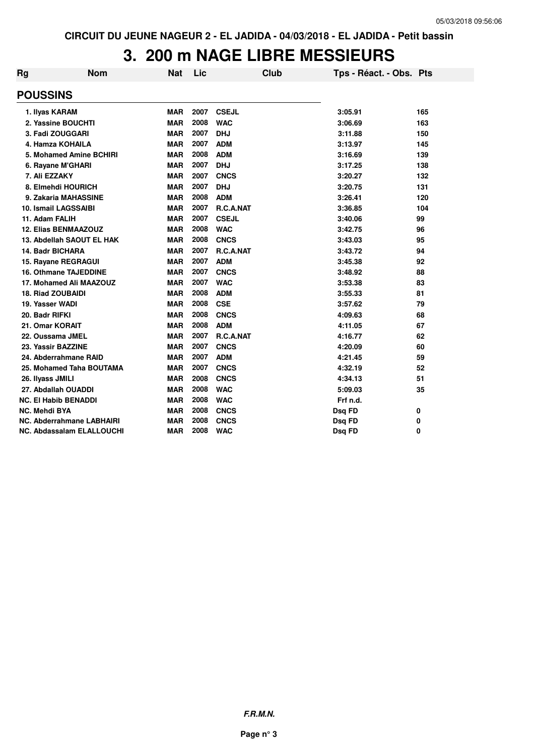CIRCUIT DU JEUNE NAGEUR 2 - EL JADIDA - 04/03/2018 - EL JADIDA - Petit bassin

# 3. 200 m NAGE LIBRE MESSIEURS

| Rg | Nom | Nat | Lic | Club | Tps - Réact. - Obs. | Pts |
|---|---|---|---|---|---|---|
| **POUSSINS** | | | | | | |
| 1. Ilyas KARAM | | MAR | 2007 | CSEJL | 3:05.91 | 165 |
| 2. Yassine BOUCHTI | | MAR | 2008 | WAC | 3:06.69 | 163 |
| 3. Fadi ZOUGGARI | | MAR | 2007 | DHJ | 3:11.88 | 150 |
| 4. Hamza KOHAILA | | MAR | 2007 | ADM | 3:13.97 | 145 |
| 5. Mohamed Amine BCHIRI | | MAR | 2008 | ADM | 3:16.69 | 139 |
| 6. Rayane M'GHARI | | MAR | 2007 | DHJ | 3:17.25 | 138 |
| 7. Ali EZZAKY | | MAR | 2007 | CNCS | 3:20.27 | 132 |
| 8. Elmehdi HOURICH | | MAR | 2007 | DHJ | 3:20.75 | 131 |
| 9. Zakaria MAHASSINE | | MAR | 2008 | ADM | 3:26.41 | 120 |
| 10. Ismail LAGSSAIBI | | MAR | 2007 | R.C.A.NAT | 3:36.85 | 104 |
| 11. Adam FALIH | | MAR | 2007 | CSEJL | 3:40.06 | 99 |
| 12. Elias BENMAAZOUZ | | MAR | 2008 | WAC | 3:42.75 | 96 |
| 13. Abdellah SAOUT EL HAK | | MAR | 2008 | CNCS | 3:43.03 | 95 |
| 14. Badr BICHARA | | MAR | 2007 | R.C.A.NAT | 3:43.72 | 94 |
| 15. Rayane REGRAGUI | | MAR | 2007 | ADM | 3:45.38 | 92 |
| 16. Othmane TAJEDDINE | | MAR | 2007 | CNCS | 3:48.92 | 88 |
| 17. Mohamed Ali MAAZOUZ | | MAR | 2007 | WAC | 3:53.38 | 83 |
| 18. Riad ZOUBAIDI | | MAR | 2008 | ADM | 3:55.33 | 81 |
| 19. Yasser WADI | | MAR | 2008 | CSE | 3:57.62 | 79 |
| 20. Badr RIFKI | | MAR | 2008 | CNCS | 4:09.63 | 68 |
| 21. Omar KORAIT | | MAR | 2008 | ADM | 4:11.05 | 67 |
| 22. Oussama JMEL | | MAR | 2007 | R.C.A.NAT | 4:16.77 | 62 |
| 23. Yassir BAZZINE | | MAR | 2007 | CNCS | 4:20.09 | 60 |
| 24. Abderrahmane RAID | | MAR | 2007 | ADM | 4:21.45 | 59 |
| 25. Mohamed Taha BOUTAMA | | MAR | 2007 | CNCS | 4:32.19 | 52 |
| 26. Ilyass JMILI | | MAR | 2008 | CNCS | 4:34.13 | 51 |
| 27. Abdallah OUADDI | | MAR | 2008 | WAC | 5:09.03 | 35 |
| NC. El Habib BENADDI | | MAR | 2008 | WAC | Frf n.d. | |
| NC. Mehdi BYA | | MAR | 2008 | CNCS | Dsq FD | 0 |
| NC. Abderrahmane LABHAIRI | | MAR | 2008 | CNCS | Dsq FD | 0 |
| NC. Abdassalam ELALLOUCHI | | MAR | 2008 | WAC | Dsq FD | 0 |

*F.R.M.N.*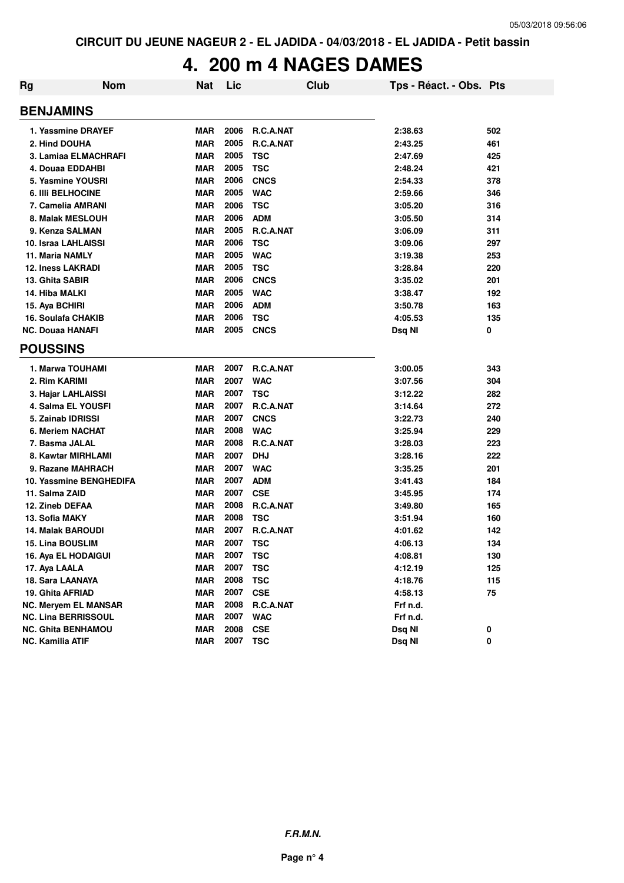CIRCUIT DU JEUNE NAGEUR 2 - EL JADIDA - 04/03/2018 - EL JADIDA - Petit bassin

# 4. 200 m 4 NAGES DAMES

| Rg | Nom | Nat | Lic | Club | Tps - Réact. - Obs. | Pts |
|---|---|---|---|---|---|---|
| **BENJAMINS** | | | | | | |
| 1. | Yassmine DRAYEF | MAR | 2006 | R.C.A.NAT | 2:38.63 | 502 |
| 2. | Hind DOUHA | MAR | 2005 | R.C.A.NAT | 2:43.25 | 461 |
| 3. | Lamiaa ELMACHRAFI | MAR | 2005 | TSC | 2:47.69 | 425 |
| 4. | Douaa EDDAHBI | MAR | 2005 | TSC | 2:48.24 | 421 |
| 5. | Yasmine YOUSRI | MAR | 2006 | CNCS | 2:54.33 | 378 |
| 6. | Illi BELHOCINE | MAR | 2005 | WAC | 2:59.66 | 346 |
| 7. | Camelia AMRANI | MAR | 2006 | TSC | 3:05.20 | 316 |
| 8. | Malak MESLOUH | MAR | 2006 | ADM | 3:05.50 | 314 |
| 9. | Kenza SALMAN | MAR | 2005 | R.C.A.NAT | 3:06.09 | 311 |
| 10. | Israa LAHLAISSI | MAR | 2006 | TSC | 3:09.06 | 297 |
| 11. | Maria NAMLY | MAR | 2005 | WAC | 3:19.38 | 253 |
| 12. | Iness LAKRADI | MAR | 2005 | TSC | 3:28.84 | 220 |
| 13. | Ghita SABIR | MAR | 2006 | CNCS | 3:35.02 | 201 |
| 14. | Hiba MALKI | MAR | 2005 | WAC | 3:38.47 | 192 |
| 15. | Aya BCHIRI | MAR | 2006 | ADM | 3:50.78 | 163 |
| 16. | Soulafa CHAKIB | MAR | 2006 | TSC | 4:05.53 | 135 |
| NC. | Douaa HANAFI | MAR | 2005 | CNCS | Dsq NI | 0 |
| **POUSSINS** | | | | | | |
| 1. | Marwa TOUHAMI | MAR | 2007 | R.C.A.NAT | 3:00.05 | 343 |
| 2. | Rim KARIMI | MAR | 2007 | WAC | 3:07.56 | 304 |
| 3. | Hajar LAHLAISSI | MAR | 2007 | TSC | 3:12.22 | 282 |
| 4. | Salma EL YOUSFI | MAR | 2007 | R.C.A.NAT | 3:14.64 | 272 |
| 5. | Zainab IDRISSI | MAR | 2007 | CNCS | 3:22.73 | 240 |
| 6. | Meriem NACHAT | MAR | 2008 | WAC | 3:25.94 | 229 |
| 7. | Basma JALAL | MAR | 2008 | R.C.A.NAT | 3:28.03 | 223 |
| 8. | Kawtar MIRHLAMI | MAR | 2007 | DHJ | 3:28.16 | 222 |
| 9. | Razane MAHRACH | MAR | 2007 | WAC | 3:35.25 | 201 |
| 10. | Yassmine BENGHEDIFA | MAR | 2007 | ADM | 3:41.43 | 184 |
| 11. | Salma ZAID | MAR | 2007 | CSE | 3:45.95 | 174 |
| 12. | Zineb DEFAA | MAR | 2008 | R.C.A.NAT | 3:49.80 | 165 |
| 13. | Sofia MAKY | MAR | 2008 | TSC | 3:51.94 | 160 |
| 14. | Malak BAROUDI | MAR | 2007 | R.C.A.NAT | 4:01.62 | 142 |
| 15. | Lina BOUSLIM | MAR | 2007 | TSC | 4:06.13 | 134 |
| 16. | Aya EL HODAIGUI | MAR | 2007 | TSC | 4:08.81 | 130 |
| 17. | Aya LAALA | MAR | 2007 | TSC | 4:12.19 | 125 |
| 18. | Sara LAANAYA | MAR | 2008 | TSC | 4:18.76 | 115 |
| 19. | Ghita AFRIAD | MAR | 2007 | CSE | 4:58.13 | 75 |
| NC. | Meryem EL MANSAR | MAR | 2008 | R.C.A.NAT | Frf n.d. | |
| NC. | Lina BERRISSOUL | MAR | 2007 | WAC | Frf n.d. | |
| NC. | Ghita BENHAMOU | MAR | 2008 | CSE | Dsq NI | 0 |
| NC. | Kamilia ATIF | MAR | 2007 | TSC | Dsq NI | 0 |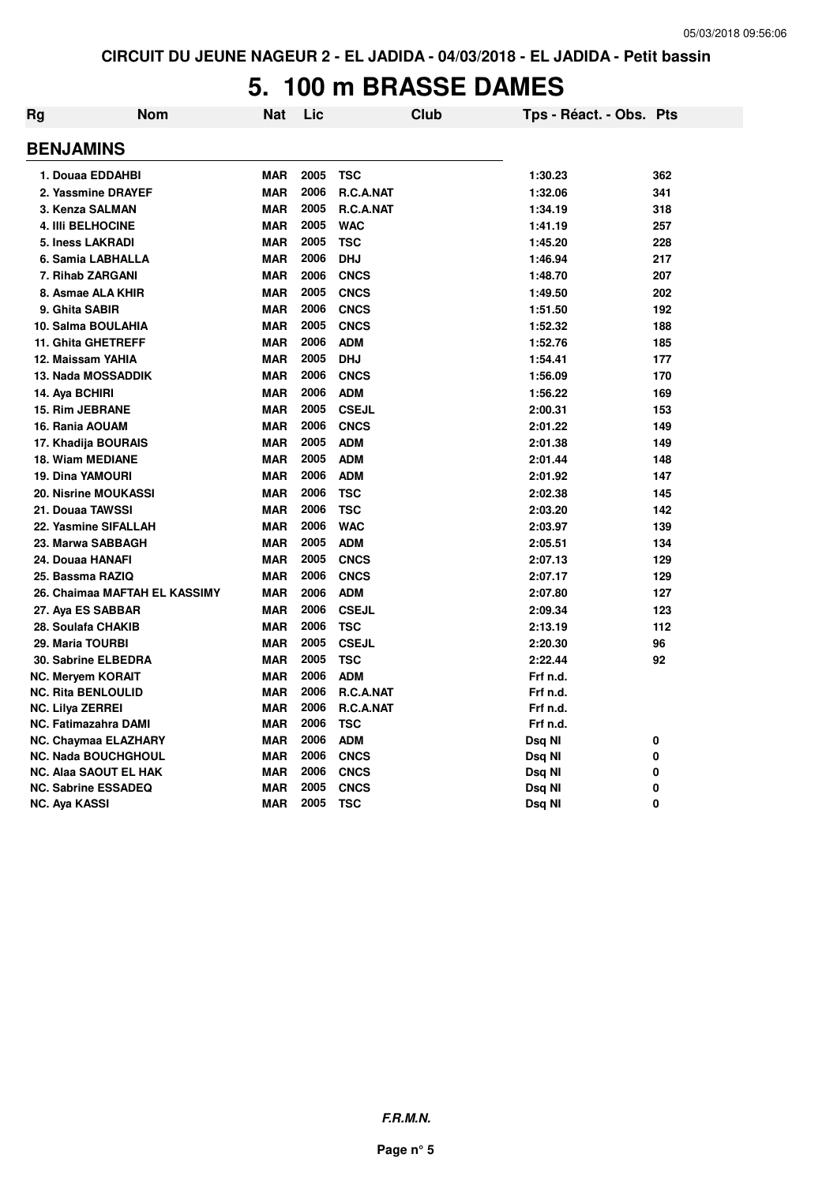CIRCUIT DU JEUNE NAGEUR 2 - EL JADIDA - 04/03/2018 - EL JADIDA - Petit bassin

# 5. 100 m BRASSE DAMES

| Rg | Nom | Nat | Lic | Club | Tps - Réact. - Obs. | Pts |
|---|---|---|---|---|---|---|
| **BENJAMINS** | | | | | | |
| 1. | Douaa EDDAHBI | MAR | 2005 | TSC | 1:30.23 | 362 |
| 2. | Yassmine DRAYEF | MAR | 2006 | R.C.A.NAT | 1:32.06 | 341 |
| 3. | Kenza SALMAN | MAR | 2005 | R.C.A.NAT | 1:34.19 | 318 |
| 4. | Illi BELHOCINE | MAR | 2005 | WAC | 1:41.19 | 257 |
| 5. | Iness LAKRADI | MAR | 2005 | TSC | 1:45.20 | 228 |
| 6. | Samia LABHALLA | MAR | 2006 | DHJ | 1:46.94 | 217 |
| 7. | Rihab ZARGANI | MAR | 2006 | CNCS | 1:48.70 | 207 |
| 8. | Asmae ALA KHIR | MAR | 2005 | CNCS | 1:49.50 | 202 |
| 9. | Ghita SABIR | MAR | 2006 | CNCS | 1:51.50 | 192 |
| 10. | Salma BOULAHIA | MAR | 2005 | CNCS | 1:52.32 | 188 |
| 11. | Ghita GHETREFF | MAR | 2006 | ADM | 1:52.76 | 185 |
| 12. | Maissam YAHIA | MAR | 2005 | DHJ | 1:54.41 | 177 |
| 13. | Nada MOSSADDIK | MAR | 2006 | CNCS | 1:56.09 | 170 |
| 14. | Aya BCHIRI | MAR | 2006 | ADM | 1:56.22 | 169 |
| 15. | Rim JEBRANE | MAR | 2005 | CSEJL | 2:00.31 | 153 |
| 16. | Rania AOUAM | MAR | 2006 | CNCS | 2:01.22 | 149 |
| 17. | Khadija BOURAIS | MAR | 2005 | ADM | 2:01.38 | 149 |
| 18. | Wiam MEDIANE | MAR | 2005 | ADM | 2:01.44 | 148 |
| 19. | Dina YAMOURI | MAR | 2006 | ADM | 2:01.92 | 147 |
| 20. | Nisrine MOUKASSI | MAR | 2006 | TSC | 2:02.38 | 145 |
| 21. | Douaa TAWSSI | MAR | 2006 | TSC | 2:03.20 | 142 |
| 22. | Yasmine SIFALLAH | MAR | 2006 | WAC | 2:03.97 | 139 |
| 23. | Marwa SABBAGH | MAR | 2005 | ADM | 2:05.51 | 134 |
| 24. | Douaa HANAFI | MAR | 2005 | CNCS | 2:07.13 | 129 |
| 25. | Bassma RAZIQ | MAR | 2006 | CNCS | 2:07.17 | 129 |
| 26. | Chaimaa MAFTAH EL KASSIMY | MAR | 2006 | ADM | 2:07.80 | 127 |
| 27. | Aya ES SABBAR | MAR | 2006 | CSEJL | 2:09.34 | 123 |
| 28. | Soulafa CHAKIB | MAR | 2006 | TSC | 2:13.19 | 112 |
| 29. | Maria TOURBI | MAR | 2005 | CSEJL | 2:20.30 | 96 |
| 30. | Sabrine ELBEDRA | MAR | 2005 | TSC | 2:22.44 | 92 |
| NC. | Meryem KORAIT | MAR | 2006 | ADM | Frf n.d. | |
| NC. | Rita BENLOULID | MAR | 2006 | R.C.A.NAT | Frf n.d. | |
| NC. | Lilya ZERREI | MAR | 2006 | R.C.A.NAT | Frf n.d. | |
| NC. | Fatimazahra DAMI | MAR | 2006 | TSC | Frf n.d. | |
| NC. | Chaymaa ELAZHARY | MAR | 2006 | ADM | Dsq NI | 0 |
| NC. | Nada BOUCHGHOUL | MAR | 2006 | CNCS | Dsq NI | 0 |
| NC. | Alaa SAOUT EL HAK | MAR | 2006 | CNCS | Dsq NI | 0 |
| NC. | Sabrine ESSADEQ | MAR | 2005 | CNCS | Dsq NI | 0 |
| NC. | Aya KASSI | MAR | 2005 | TSC | Dsq NI | 0 |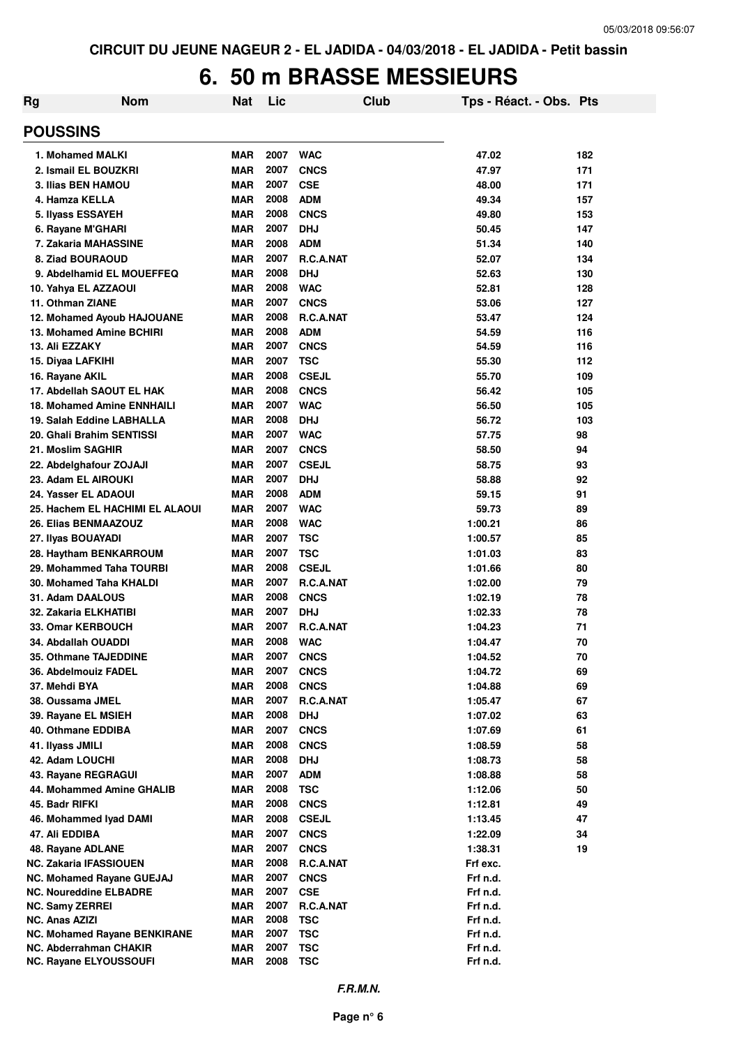CIRCUIT DU JEUNE NAGEUR 2 - EL JADIDA - 04/03/2018 - EL JADIDA - Petit bassin

# 6. 50 m BRASSE MESSIEURS

| Rg | Nom | Nat | Lic | Club | Tps - Réact. - Obs. | Pts |
|---|---|---|---|---|---|---|
| **POUSSINS** | | | | | | |
| 1. | Mohamed MALKI | MAR | 2007 | WAC | 47.02 | 182 |
| 2. | Ismail EL BOUZKRI | MAR | 2007 | CNCS | 47.97 | 171 |
| 3. | Ilias BEN HAMOU | MAR | 2007 | CSE | 48.00 | 171 |
| 4. | Hamza KELLA | MAR | 2008 | ADM | 49.34 | 157 |
| 5. | Ilyass ESSAYEH | MAR | 2008 | CNCS | 49.80 | 153 |
| 6. | Rayane M'GHARI | MAR | 2007 | DHJ | 50.45 | 147 |
| 7. | Zakaria MAHASSINE | MAR | 2008 | ADM | 51.34 | 140 |
| 8. | Ziad BOURAOUD | MAR | 2007 | R.C.A.NAT | 52.07 | 134 |
| 9. | Abdelhamid EL MOUEFFEQ | MAR | 2008 | DHJ | 52.63 | 130 |
| 10. | Yahya EL AZZAOUI | MAR | 2008 | WAC | 52.81 | 128 |
| 11. | Othman ZIANE | MAR | 2007 | CNCS | 53.06 | 127 |
| 12. | Mohamed Ayoub HAJOUANE | MAR | 2008 | R.C.A.NAT | 53.47 | 124 |
| 13. | Mohamed Amine BCHIRI | MAR | 2008 | ADM | 54.59 | 116 |
| 13. | Ali EZZAKY | MAR | 2007 | CNCS | 54.59 | 116 |
| 15. | Diyaa LAFKIHI | MAR | 2007 | TSC | 55.30 | 112 |
| 16. | Rayane AKIL | MAR | 2008 | CSEJL | 55.70 | 109 |
| 17. | Abdellah SAOUT EL HAK | MAR | 2008 | CNCS | 56.42 | 105 |
| 18. | Mohamed Amine ENNHAILI | MAR | 2007 | WAC | 56.50 | 105 |
| 19. | Salah Eddine LABHALLA | MAR | 2008 | DHJ | 56.72 | 103 |
| 20. | Ghali Brahim SENTISSI | MAR | 2007 | WAC | 57.75 | 98 |
| 21. | Moslim SAGHIR | MAR | 2007 | CNCS | 58.50 | 94 |
| 22. | Abdelghafour ZOJAJI | MAR | 2007 | CSEJL | 58.75 | 93 |
| 23. | Adam EL AIROUKI | MAR | 2007 | DHJ | 58.88 | 92 |
| 24. | Yasser EL ADAOUI | MAR | 2008 | ADM | 59.15 | 91 |
| 25. | Hachem EL HACHIMI EL ALAOUI | MAR | 2007 | WAC | 59.73 | 89 |
| 26. | Elias BENMAAZOUZ | MAR | 2008 | WAC | 1:00.21 | 86 |
| 27. | Ilyas BOUAYADI | MAR | 2007 | TSC | 1:00.57 | 85 |
| 28. | Haytham BENKARROUM | MAR | 2007 | TSC | 1:01.03 | 83 |
| 29. | Mohammed Taha TOURBI | MAR | 2008 | CSEJL | 1:01.66 | 80 |
| 30. | Mohamed Taha KHALDI | MAR | 2007 | R.C.A.NAT | 1:02.00 | 79 |
| 31. | Adam DAALOUS | MAR | 2008 | CNCS | 1:02.19 | 78 |
| 32. | Zakaria ELKHATIBI | MAR | 2007 | DHJ | 1:02.33 | 78 |
| 33. | Omar KERBOUCH | MAR | 2007 | R.C.A.NAT | 1:04.23 | 71 |
| 34. | Abdallah OUADDI | MAR | 2008 | WAC | 1:04.47 | 70 |
| 35. | Othmane TAJEDDINE | MAR | 2007 | CNCS | 1:04.52 | 70 |
| 36. | Abdelmouiz FADEL | MAR | 2007 | CNCS | 1:04.72 | 69 |
| 37. | Mehdi BYA | MAR | 2008 | CNCS | 1:04.88 | 69 |
| 38. | Oussama JMEL | MAR | 2007 | R.C.A.NAT | 1:05.47 | 67 |
| 39. | Rayane EL MSIEH | MAR | 2008 | DHJ | 1:07.02 | 63 |
| 40. | Othmane EDDIBA | MAR | 2007 | CNCS | 1:07.69 | 61 |
| 41. | Ilyass JMILI | MAR | 2008 | CNCS | 1:08.59 | 58 |
| 42. | Adam LOUCHI | MAR | 2008 | DHJ | 1:08.73 | 58 |
| 43. | Rayane REGRAGUI | MAR | 2007 | ADM | 1:08.88 | 58 |
| 44. | Mohammed Amine GHALIB | MAR | 2008 | TSC | 1:12.06 | 50 |
| 45. | Badr RIFKI | MAR | 2008 | CNCS | 1:12.81 | 49 |
| 46. | Mohammed Iyad DAMI | MAR | 2008 | CSEJL | 1:13.45 | 47 |
| 47. | Ali EDDIBA | MAR | 2007 | CNCS | 1:22.09 | 34 |
| 48. | Rayane ADLANE | MAR | 2007 | CNCS | 1:38.31 | 19 |
| NC. | Zakaria IFASSIOUEN | MAR | 2008 | R.C.A.NAT | Frf exc. | |
| NC. | Mohamed Rayane GUEJAJ | MAR | 2007 | CNCS | Frf n.d. | |
| NC. | Noureddine ELBADRE | MAR | 2007 | CSE | Frf n.d. | |
| NC. | Samy ZERREI | MAR | 2007 | R.C.A.NAT | Frf n.d. | |
| NC. | Anas AZIZI | MAR | 2008 | TSC | Frf n.d. | |
| NC. | Mohamed Rayane BENKIRANE | MAR | 2007 | TSC | Frf n.d. | |
| NC. | Abderrahman CHAKIR | MAR | 2007 | TSC | Frf n.d. | |
| NC. | Rayane ELYOUSSOUFI | MAR | 2008 | TSC | Frf n.d. | |

*F.R.M.N.*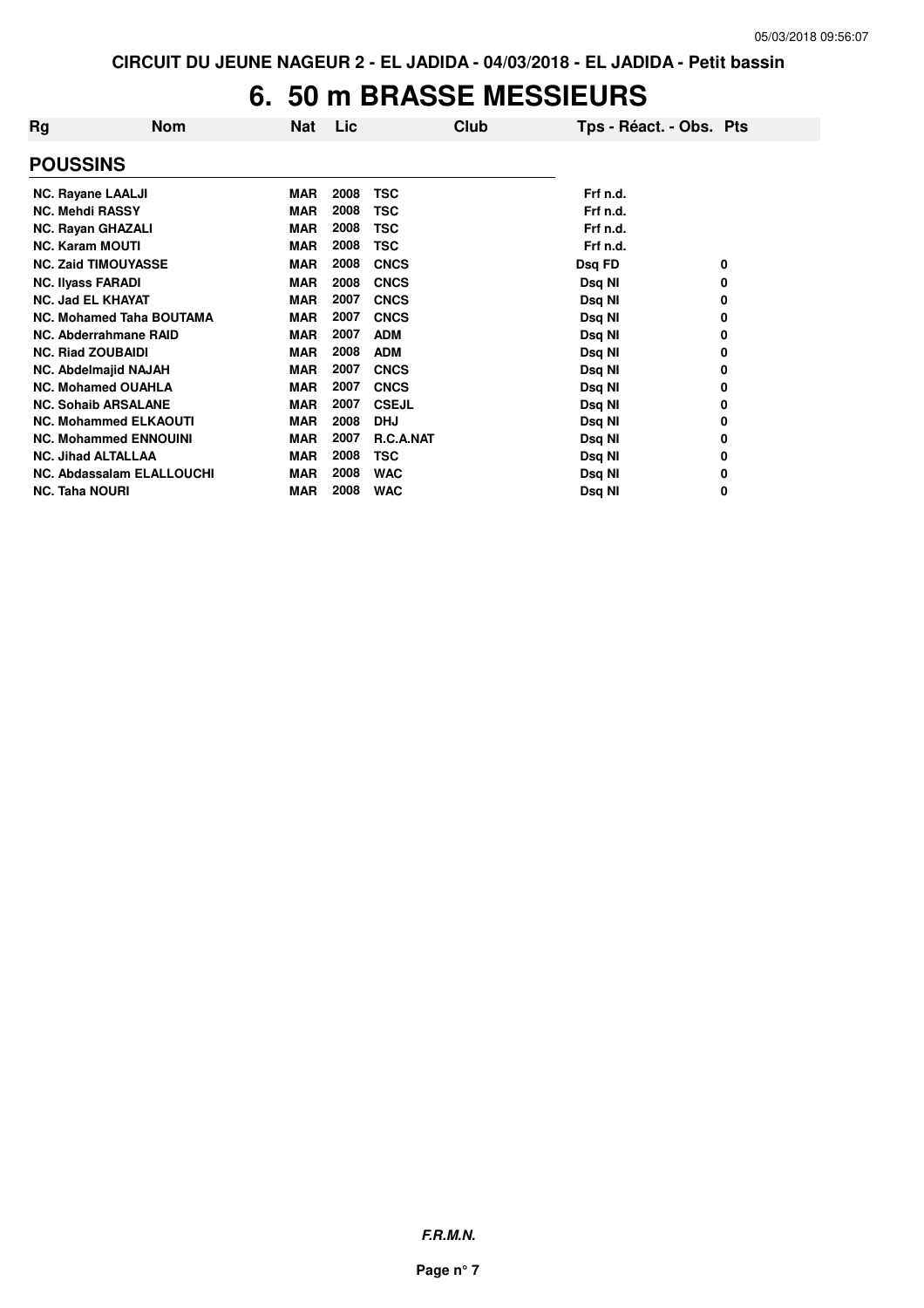CIRCUIT DU JEUNE NAGEUR 2 - EL JADIDA - 04/03/2018 - EL JADIDA - Petit bassin

# 6. 50 m BRASSE MESSIEURS

| Rg | Nom | Nat | Lic | Club | Tps - Réact. - Obs. | Pts |
|---|---|---|---|---|---|---|

## POUSSINS

| Rg | Nom | Nat | Lic | Club | Tps - Réact. - Obs. | Pts |
|---|---|---|---|---|---|---|
| NC. | Rayane LAALJI | MAR | 2008 | TSC | Frf n.d. | |
| NC. | Mehdi RASSY | MAR | 2008 | TSC | Frf n.d. | |
| NC. | Rayan GHAZALI | MAR | 2008 | TSC | Frf n.d. | |
| NC. | Karam MOUTI | MAR | 2008 | TSC | Frf n.d. | |
| NC. | Zaid TIMOUYASSE | MAR | 2008 | CNCS | Dsq FD | 0 |
| NC. | Ilyass FARADI | MAR | 2008 | CNCS | Dsq NI | 0 |
| NC. | Jad EL KHAYAT | MAR | 2007 | CNCS | Dsq NI | 0 |
| NC. | Mohamed Taha BOUTAMA | MAR | 2007 | CNCS | Dsq NI | 0 |
| NC. | Abderrahmane RAID | MAR | 2007 | ADM | Dsq NI | 0 |
| NC. | Riad ZOUBAIDI | MAR | 2008 | ADM | Dsq NI | 0 |
| NC. | Abdelmajid NAJAH | MAR | 2007 | CNCS | Dsq NI | 0 |
| NC. | Mohamed OUAHLA | MAR | 2007 | CNCS | Dsq NI | 0 |
| NC. | Sohaib ARSALANE | MAR | 2007 | CSEJL | Dsq NI | 0 |
| NC. | Mohammed ELKAOUTI | MAR | 2008 | DHJ | Dsq NI | 0 |
| NC. | Mohammed ENNOUINI | MAR | 2007 | R.C.A.NAT | Dsq NI | 0 |
| NC. | Jihad ALTALLAA | MAR | 2008 | TSC | Dsq NI | 0 |
| NC. | Abdassalam ELALLOUCHI | MAR | 2008 | WAC | Dsq NI | 0 |
| NC. | Taha NOURI | MAR | 2008 | WAC | Dsq NI | 0 |

*F.R.M.N.*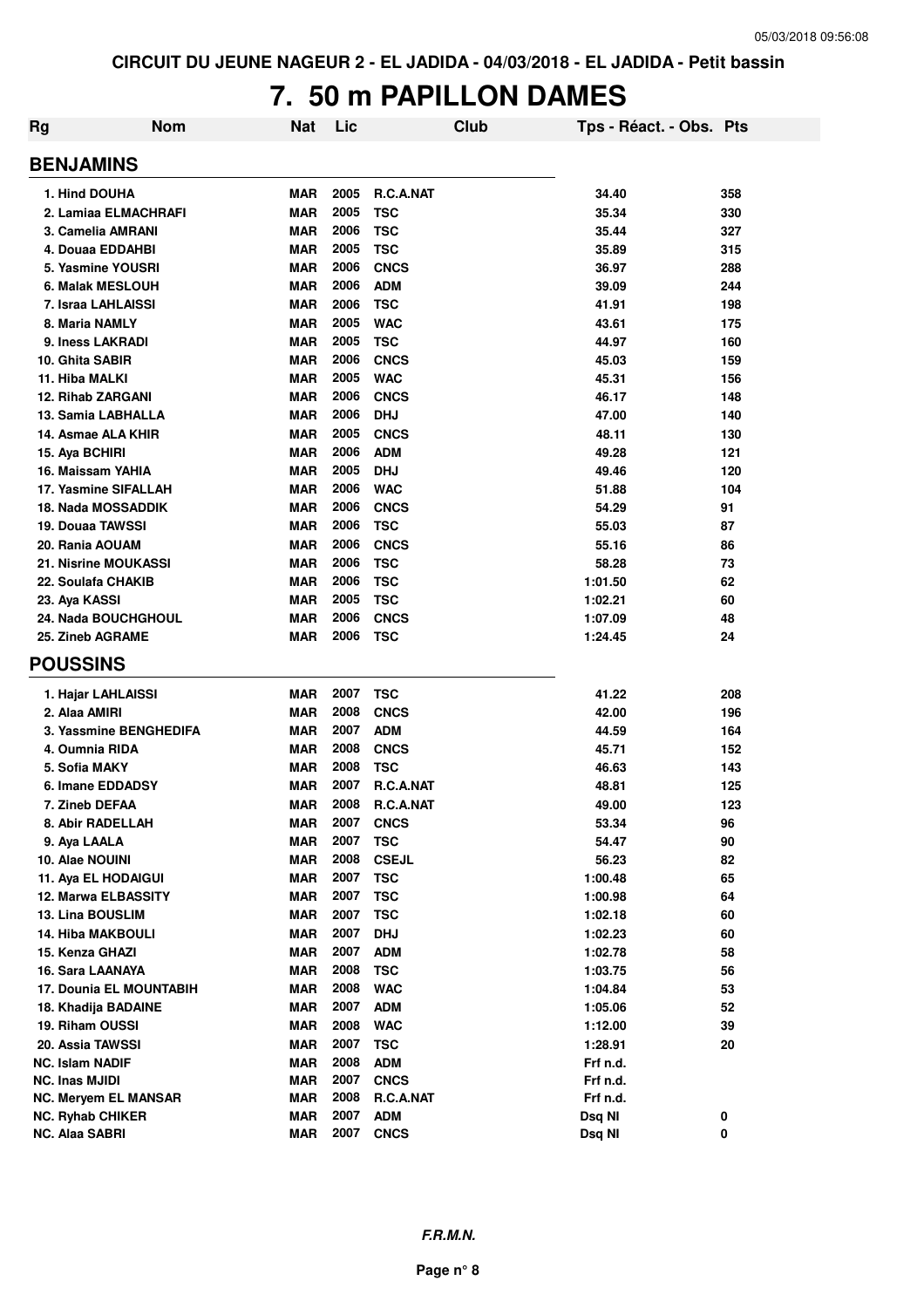CIRCUIT DU JEUNE NAGEUR 2 - EL JADIDA - 04/03/2018 - EL JADIDA - Petit bassin

# 7. 50 m PAPILLON DAMES

| Rg | Nom | Nat | Lic | Club | Tps - Réact. - Obs. | Pts |
|---|---|---|---|---|---|---|
| **BENJAMINS** | | | | | | |
| 1. Hind DOUHA | | MAR | 2005 | R.C.A.NAT | 34.40 | 358 |
| 2. Lamiaa ELMACHRAFI | | MAR | 2005 | TSC | 35.34 | 330 |
| 3. Camelia AMRANI | | MAR | 2006 | TSC | 35.44 | 327 |
| 4. Douaa EDDAHBI | | MAR | 2005 | TSC | 35.89 | 315 |
| 5. Yasmine YOUSRI | | MAR | 2006 | CNCS | 36.97 | 288 |
| 6. Malak MESLOUH | | MAR | 2006 | ADM | 39.09 | 244 |
| 7. Israa LAHLAISSI | | MAR | 2006 | TSC | 41.91 | 198 |
| 8. Maria NAMLY | | MAR | 2005 | WAC | 43.61 | 175 |
| 9. Iness LAKRADI | | MAR | 2005 | TSC | 44.97 | 160 |
| 10. Ghita SABIR | | MAR | 2006 | CNCS | 45.03 | 159 |
| 11. Hiba MALKI | | MAR | 2005 | WAC | 45.31 | 156 |
| 12. Rihab ZARGANI | | MAR | 2006 | CNCS | 46.17 | 148 |
| 13. Samia LABHALLA | | MAR | 2006 | DHJ | 47.00 | 140 |
| 14. Asmae ALA KHIR | | MAR | 2005 | CNCS | 48.11 | 130 |
| 15. Aya BCHIRI | | MAR | 2006 | ADM | 49.28 | 121 |
| 16. Maissam YAHIA | | MAR | 2005 | DHJ | 49.46 | 120 |
| 17. Yasmine SIFALLAH | | MAR | 2006 | WAC | 51.88 | 104 |
| 18. Nada MOSSADDIK | | MAR | 2006 | CNCS | 54.29 | 91 |
| 19. Douaa TAWSSI | | MAR | 2006 | TSC | 55.03 | 87 |
| 20. Rania AOUAM | | MAR | 2006 | CNCS | 55.16 | 86 |
| 21. Nisrine MOUKASSI | | MAR | 2006 | TSC | 58.28 | 73 |
| 22. Soulafa CHAKIB | | MAR | 2006 | TSC | 1:01.50 | 62 |
| 23. Aya KASSI | | MAR | 2005 | TSC | 1:02.21 | 60 |
| 24. Nada BOUCHGHOUL | | MAR | 2006 | CNCS | 1:07.09 | 48 |
| 25. Zineb AGRAME | | MAR | 2006 | TSC | 1:24.45 | 24 |
| **POUSSINS** | | | | | | |
| 1. Hajar LAHLAISSI | | MAR | 2007 | TSC | 41.22 | 208 |
| 2. Alaa AMIRI | | MAR | 2008 | CNCS | 42.00 | 196 |
| 3. Yassmine BENGHEDIFA | | MAR | 2007 | ADM | 44.59 | 164 |
| 4. Oumnia RIDA | | MAR | 2008 | CNCS | 45.71 | 152 |
| 5. Sofia MAKY | | MAR | 2008 | TSC | 46.63 | 143 |
| 6. Imane EDDADSY | | MAR | 2007 | R.C.A.NAT | 48.81 | 125 |
| 7. Zineb DEFAA | | MAR | 2008 | R.C.A.NAT | 49.00 | 123 |
| 8. Abir RADELLAH | | MAR | 2007 | CNCS | 53.34 | 96 |
| 9. Aya LAALA | | MAR | 2007 | TSC | 54.47 | 90 |
| 10. Alae NOUINI | | MAR | 2008 | CSEJL | 56.23 | 82 |
| 11. Aya EL HODAIGUI | | MAR | 2007 | TSC | 1:00.48 | 65 |
| 12. Marwa ELBASSITY | | MAR | 2007 | TSC | 1:00.98 | 64 |
| 13. Lina BOUSLIM | | MAR | 2007 | TSC | 1:02.18 | 60 |
| 14. Hiba MAKBOULI | | MAR | 2007 | DHJ | 1:02.23 | 60 |
| 15. Kenza GHAZI | | MAR | 2007 | ADM | 1:02.78 | 58 |
| 16. Sara LAANAYA | | MAR | 2008 | TSC | 1:03.75 | 56 |
| 17. Dounia EL MOUNTABIH | | MAR | 2008 | WAC | 1:04.84 | 53 |
| 18. Khadija BADAINE | | MAR | 2007 | ADM | 1:05.06 | 52 |
| 19. Riham OUSSI | | MAR | 2008 | WAC | 1:12.00 | 39 |
| 20. Assia TAWSSI | | MAR | 2007 | TSC | 1:28.91 | 20 |
| NC. Islam NADIF | | MAR | 2008 | ADM | Frf n.d. | |
| NC. Inas MJIDI | | MAR | 2007 | CNCS | Frf n.d. | |
| NC. Meryem EL MANSAR | | MAR | 2008 | R.C.A.NAT | Frf n.d. | |
| NC. Ryhab CHIKER | | MAR | 2007 | ADM | Dsq NI | 0 |
| NC. Alaa SABRI | | MAR | 2007 | CNCS | Dsq NI | 0 |

*F.R.M.N.*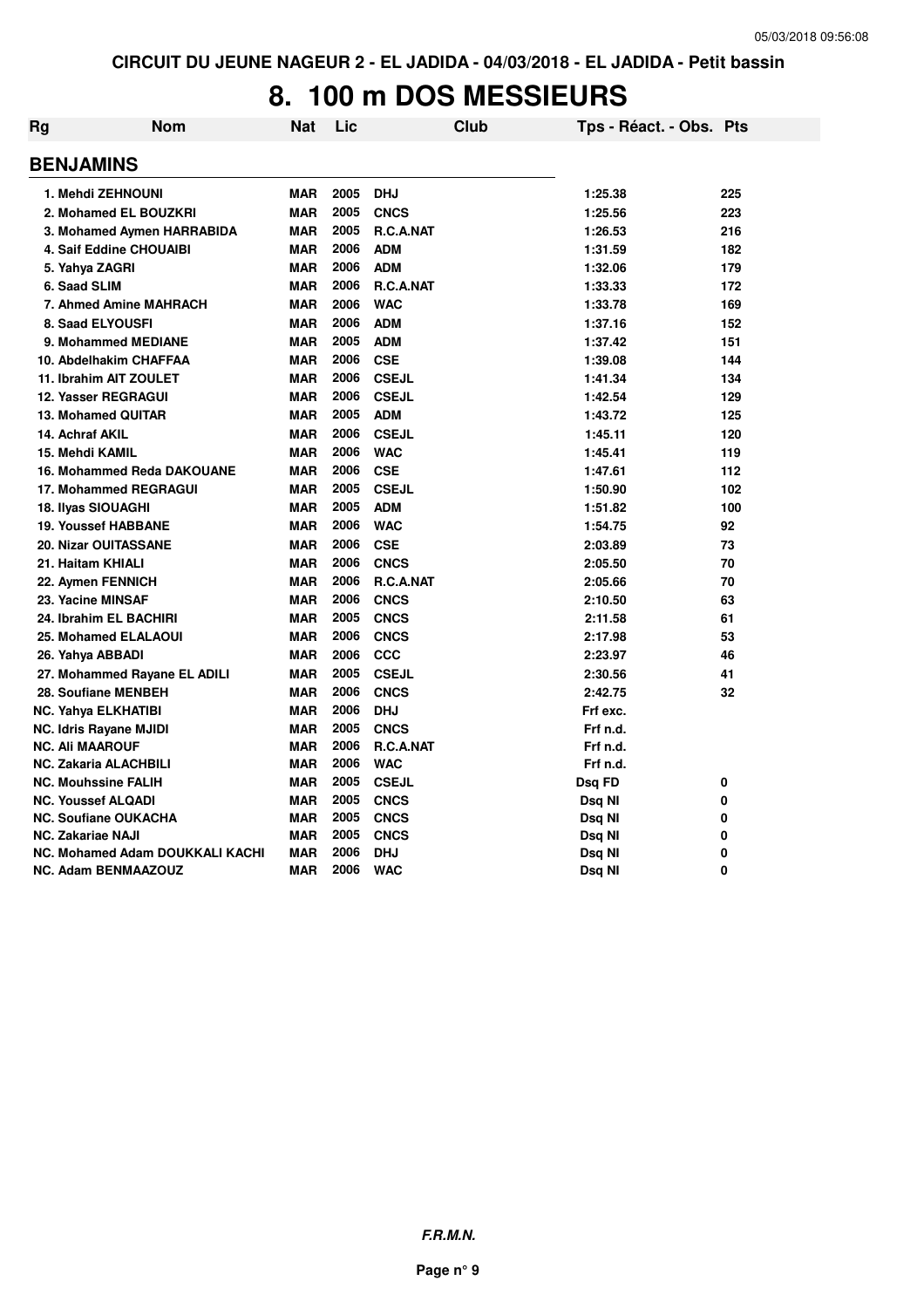CIRCUIT DU JEUNE NAGEUR 2 - EL JADIDA - 04/03/2018 - EL JADIDA - Petit bassin

# 8. 100 m DOS MESSIEURS

| Rg | Nom | Nat | Lic | Club | Tps - Réact. - Obs. | Pts |
|---|---|---|---|---|---|---|
| **BENJAMINS** | | | | | | |
| 1. | Mehdi ZEHNOUNI | MAR | 2005 | DHJ | 1:25.38 | 225 |
| 2. | Mohamed EL BOUZKRI | MAR | 2005 | CNCS | 1:25.56 | 223 |
| 3. | Mohamed Aymen HARRABIDA | MAR | 2005 | R.C.A.NAT | 1:26.53 | 216 |
| 4. | Saif Eddine CHOUAIBI | MAR | 2006 | ADM | 1:31.59 | 182 |
| 5. | Yahya ZAGRI | MAR | 2006 | ADM | 1:32.06 | 179 |
| 6. | Saad SLIM | MAR | 2006 | R.C.A.NAT | 1:33.33 | 172 |
| 7. | Ahmed Amine MAHRACH | MAR | 2006 | WAC | 1:33.78 | 169 |
| 8. | Saad ELYOUSFI | MAR | 2006 | ADM | 1:37.16 | 152 |
| 9. | Mohammed MEDIANE | MAR | 2005 | ADM | 1:37.42 | 151 |
| 10. | Abdelhakim CHAFFAA | MAR | 2006 | CSE | 1:39.08 | 144 |
| 11. | Ibrahim AIT ZOULET | MAR | 2006 | CSEJL | 1:41.34 | 134 |
| 12. | Yasser REGRAGUI | MAR | 2006 | CSEJL | 1:42.54 | 129 |
| 13. | Mohamed QUITAR | MAR | 2005 | ADM | 1:43.72 | 125 |
| 14. | Achraf AKIL | MAR | 2006 | CSEJL | 1:45.11 | 120 |
| 15. | Mehdi KAMIL | MAR | 2006 | WAC | 1:45.41 | 119 |
| 16. | Mohammed Reda DAKOUANE | MAR | 2006 | CSE | 1:47.61 | 112 |
| 17. | Mohammed REGRAGUI | MAR | 2005 | CSEJL | 1:50.90 | 102 |
| 18. | Ilyas SIOUAGHI | MAR | 2005 | ADM | 1:51.82 | 100 |
| 19. | Youssef HABBANE | MAR | 2006 | WAC | 1:54.75 | 92 |
| 20. | Nizar OUITASSANE | MAR | 2006 | CSE | 2:03.89 | 73 |
| 21. | Haitam KHIALI | MAR | 2006 | CNCS | 2:05.50 | 70 |
| 22. | Aymen FENNICH | MAR | 2006 | R.C.A.NAT | 2:05.66 | 70 |
| 23. | Yacine MINSAF | MAR | 2006 | CNCS | 2:10.50 | 63 |
| 24. | Ibrahim EL BACHIRI | MAR | 2005 | CNCS | 2:11.58 | 61 |
| 25. | Mohamed ELALAOUI | MAR | 2006 | CNCS | 2:17.98 | 53 |
| 26. | Yahya ABBADI | MAR | 2006 | CCC | 2:23.97 | 46 |
| 27. | Mohammed Rayane EL ADILI | MAR | 2005 | CSEJL | 2:30.56 | 41 |
| 28. | Soufiane MENBEH | MAR | 2006 | CNCS | 2:42.75 | 32 |
| NC. | Yahya ELKHATIBI | MAR | 2006 | DHJ | Frf exc. | |
| NC. | Idris Rayane MJIDI | MAR | 2005 | CNCS | Frf n.d. | |
| NC. | Ali MAAROUF | MAR | 2006 | R.C.A.NAT | Frf n.d. | |
| NC. | Zakaria ALACHBILI | MAR | 2006 | WAC | Frf n.d. | |
| NC. | Mouhssine FALIH | MAR | 2005 | CSEJL | Dsq FD | 0 |
| NC. | Youssef ALQADI | MAR | 2005 | CNCS | Dsq NI | 0 |
| NC. | Soufiane OUKACHA | MAR | 2005 | CNCS | Dsq NI | 0 |
| NC. | Zakariae NAJI | MAR | 2005 | CNCS | Dsq NI | 0 |
| NC. | Mohamed Adam DOUKKALI KACHI | MAR | 2006 | DHJ | Dsq NI | 0 |
| NC. | Adam BENMAAZOUZ | MAR | 2006 | WAC | Dsq NI | 0 |

*F.R.M.N.*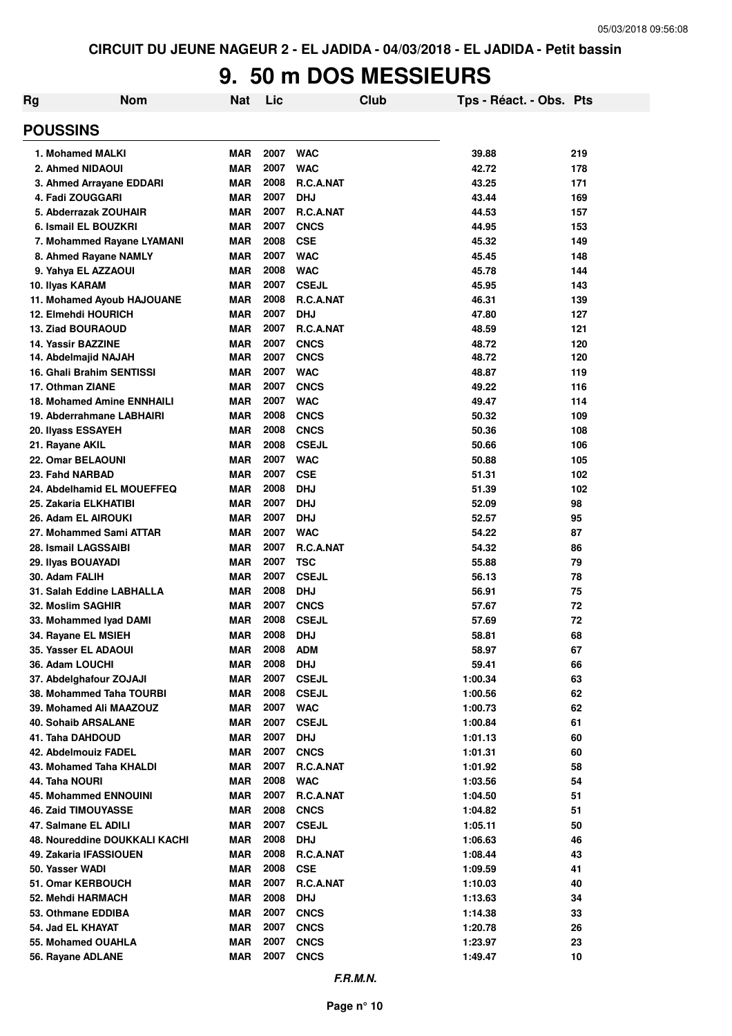CIRCUIT DU JEUNE NAGEUR 2 - EL JADIDA - 04/03/2018 - EL JADIDA - Petit bassin

# 9. 50 m DOS MESSIEURS

| Rg | Nom | Nat | Lic | Club | Tps - Réact. - Obs. | Pts |
|---|---|---|---|---|---|---|
| **POUSSINS** | | | | | | |
| 1. Mohamed MALKI | | MAR | 2007 | WAC | 39.88 | 219 |
| 2. Ahmed NIDAOUI | | MAR | 2007 | WAC | 42.72 | 178 |
| 3. Ahmed Arrayane EDDARI | | MAR | 2008 | R.C.A.NAT | 43.25 | 171 |
| 4. Fadi ZOUGGARI | | MAR | 2007 | DHJ | 43.44 | 169 |
| 5. Abderrazak ZOUHAIR | | MAR | 2007 | R.C.A.NAT | 44.53 | 157 |
| 6. Ismail EL BOUZKRI | | MAR | 2007 | CNCS | 44.95 | 153 |
| 7. Mohammed Rayane LYAMANI | | MAR | 2008 | CSE | 45.32 | 149 |
| 8. Ahmed Rayane NAMLY | | MAR | 2007 | WAC | 45.45 | 148 |
| 9. Yahya EL AZZAOUI | | MAR | 2008 | WAC | 45.78 | 144 |
| 10. Ilyas KARAM | | MAR | 2007 | CSEJL | 45.95 | 143 |
| 11. Mohamed Ayoub HAJOUANE | | MAR | 2008 | R.C.A.NAT | 46.31 | 139 |
| 12. Elmehdi HOURICH | | MAR | 2007 | DHJ | 47.80 | 127 |
| 13. Ziad BOURAOUD | | MAR | 2007 | R.C.A.NAT | 48.59 | 121 |
| 14. Yassir BAZZINE | | MAR | 2007 | CNCS | 48.72 | 120 |
| 14. Abdelmajid NAJAH | | MAR | 2007 | CNCS | 48.72 | 120 |
| 16. Ghali Brahim SENTISSI | | MAR | 2007 | WAC | 48.87 | 119 |
| 17. Othman ZIANE | | MAR | 2007 | CNCS | 49.22 | 116 |
| 18. Mohamed Amine ENNHAILI | | MAR | 2007 | WAC | 49.47 | 114 |
| 19. Abderrahmane LABHAIRI | | MAR | 2008 | CNCS | 50.32 | 109 |
| 20. Ilyass ESSAYEH | | MAR | 2008 | CNCS | 50.36 | 108 |
| 21. Rayane AKIL | | MAR | 2008 | CSEJL | 50.66 | 106 |
| 22. Omar BELAOUNI | | MAR | 2007 | WAC | 50.88 | 105 |
| 23. Fahd NARBAD | | MAR | 2007 | CSE | 51.31 | 102 |
| 24. Abdelhamid EL MOUEFFEQ | | MAR | 2008 | DHJ | 51.39 | 102 |
| 25. Zakaria ELKHATIBI | | MAR | 2007 | DHJ | 52.09 | 98 |
| 26. Adam EL AIROUKI | | MAR | 2007 | DHJ | 52.57 | 95 |
| 27. Mohammed Sami ATTAR | | MAR | 2007 | WAC | 54.22 | 87 |
| 28. Ismail LAGSSAIBI | | MAR | 2007 | R.C.A.NAT | 54.32 | 86 |
| 29. Ilyas BOUAYADI | | MAR | 2007 | TSC | 55.88 | 79 |
| 30. Adam FALIH | | MAR | 2007 | CSEJL | 56.13 | 78 |
| 31. Salah Eddine LABHALLA | | MAR | 2008 | DHJ | 56.91 | 75 |
| 32. Moslim SAGHIR | | MAR | 2007 | CNCS | 57.67 | 72 |
| 33. Mohammed Iyad DAMI | | MAR | 2008 | CSEJL | 57.69 | 72 |
| 34. Rayane EL MSIEH | | MAR | 2008 | DHJ | 58.81 | 68 |
| 35. Yasser EL ADAOUI | | MAR | 2008 | ADM | 58.97 | 67 |
| 36. Adam LOUCHI | | MAR | 2008 | DHJ | 59.41 | 66 |
| 37. Abdelghafour ZOJAJI | | MAR | 2007 | CSEJL | 1:00.34 | 63 |
| 38. Mohammed Taha TOURBI | | MAR | 2008 | CSEJL | 1:00.56 | 62 |
| 39. Mohamed Ali MAAZOUZ | | MAR | 2007 | WAC | 1:00.73 | 62 |
| 40. Sohaib ARSALANE | | MAR | 2007 | CSEJL | 1:00.84 | 61 |
| 41. Taha DAHDOUD | | MAR | 2007 | DHJ | 1:01.13 | 60 |
| 42. Abdelmouiz FADEL | | MAR | 2007 | CNCS | 1:01.31 | 60 |
| 43. Mohamed Taha KHALDI | | MAR | 2007 | R.C.A.NAT | 1:01.92 | 58 |
| 44. Taha NOURI | | MAR | 2008 | WAC | 1:03.56 | 54 |
| 45. Mohammed ENNOUINI | | MAR | 2007 | R.C.A.NAT | 1:04.50 | 51 |
| 46. Zaid TIMOUYASSE | | MAR | 2008 | CNCS | 1:04.82 | 51 |
| 47. Salmane EL ADILI | | MAR | 2007 | CSEJL | 1:05.11 | 50 |
| 48. Noureddine DOUKKALI KACHI | | MAR | 2008 | DHJ | 1:06.63 | 46 |
| 49. Zakaria IFASSIOUEN | | MAR | 2008 | R.C.A.NAT | 1:08.44 | 43 |
| 50. Yasser WADI | | MAR | 2008 | CSE | 1:09.59 | 41 |
| 51. Omar KERBOUCH | | MAR | 2007 | R.C.A.NAT | 1:10.03 | 40 |
| 52. Mehdi HARMACH | | MAR | 2008 | DHJ | 1:13.63 | 34 |
| 53. Othmane EDDIBA | | MAR | 2007 | CNCS | 1:14.38 | 33 |
| 54. Jad EL KHAYAT | | MAR | 2007 | CNCS | 1:20.78 | 26 |
| 55. Mohamed OUAHLA | | MAR | 2007 | CNCS | 1:23.97 | 23 |
| 56. Rayane ADLANE | | MAR | 2007 | CNCS | 1:49.47 | 10 |

*F.R.M.N.*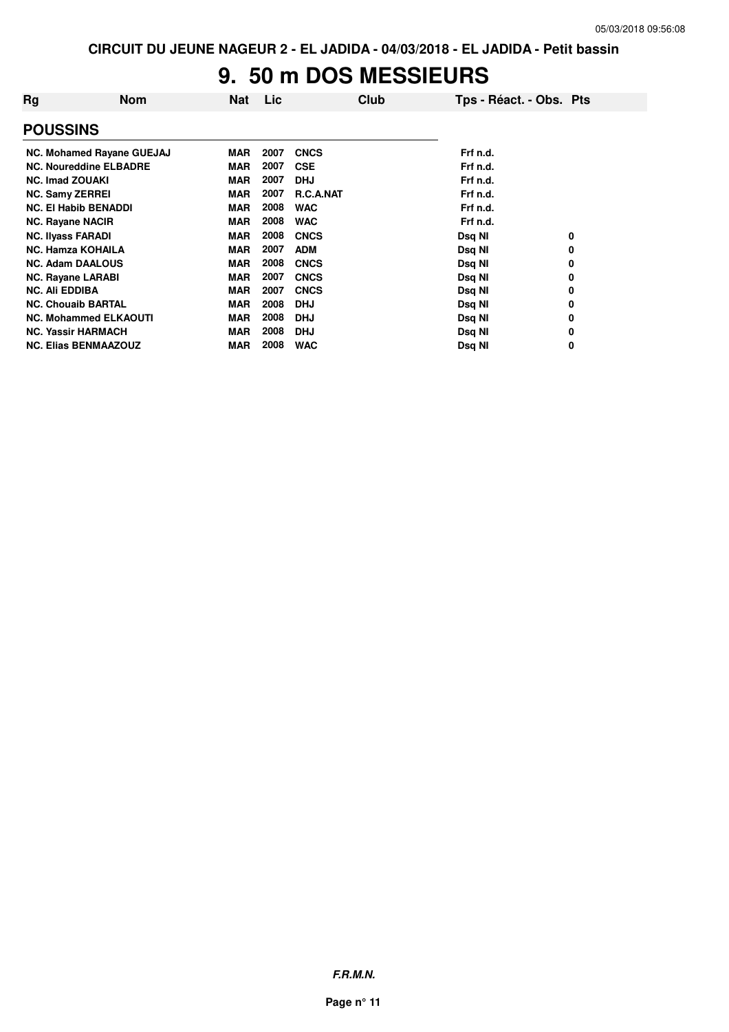CIRCUIT DU JEUNE NAGEUR 2 - EL JADIDA - 04/03/2018 - EL JADIDA - Petit bassin

# 9. 50 m DOS MESSIEURS

| Rg | Nom | Nat | Lic | Club | Tps - Réact. - Obs. | Pts |
|---|---|---|---|---|---|---|
| **POUSSINS** | | | | | | |
| NC. | Mohamed Rayane GUEJAJ | MAR | 2007 | CNCS | Frf n.d. | |
| NC. | Noureddine ELBADRE | MAR | 2007 | CSE | Frf n.d. | |
| NC. | Imad ZOUAKI | MAR | 2007 | DHJ | Frf n.d. | |
| NC. | Samy ZERREI | MAR | 2007 | R.C.A.NAT | Frf n.d. | |
| NC. | El Habib BENADDI | MAR | 2008 | WAC | Frf n.d. | |
| NC. | Rayane NACIR | MAR | 2008 | WAC | Frf n.d. | |
| NC. | Ilyass FARADI | MAR | 2008 | CNCS | Dsq NI | 0 |
| NC. | Hamza KOHAILA | MAR | 2007 | ADM | Dsq NI | 0 |
| NC. | Adam DAALOUS | MAR | 2008 | CNCS | Dsq NI | 0 |
| NC. | Rayane LARABI | MAR | 2007 | CNCS | Dsq NI | 0 |
| NC. | Ali EDDIBA | MAR | 2007 | CNCS | Dsq NI | 0 |
| NC. | Chouaib BARTAL | MAR | 2008 | DHJ | Dsq NI | 0 |
| NC. | Mohammed ELKAOUTI | MAR | 2008 | DHJ | Dsq NI | 0 |
| NC. | Yassir HARMACH | MAR | 2008 | DHJ | Dsq NI | 0 |
| NC. | Elias BENMAAZOUZ | MAR | 2008 | WAC | Dsq NI | 0 |

***F.R.M.N.***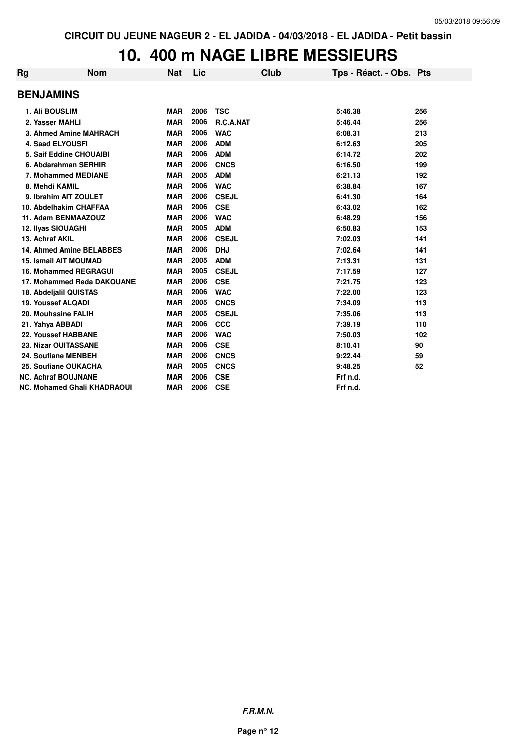CIRCUIT DU JEUNE NAGEUR 2 - EL JADIDA - 04/03/2018 - EL JADIDA - Petit bassin

# 10. 400 m NAGE LIBRE MESSIEURS

| Rg | Nom | Nat | Lic | Club | Tps - Réact. - Obs. | Pts |
|---|---|---|---|---|---|---|

## BENJAMINS

| Rg | Nom | Nat | Lic | Club | Tps - Réact. - Obs. | Pts |
|---|---|---|---|---|---|---|
| 1. | Ali BOUSLIM | MAR | 2006 | TSC | 5:46.38 | 256 |
| 2. | Yasser MAHLI | MAR | 2006 | R.C.A.NAT | 5:46.44 | 256 |
| 3. | Ahmed Amine MAHRACH | MAR | 2006 | WAC | 6:08.31 | 213 |
| 4. | Saad ELYOUSFI | MAR | 2006 | ADM | 6:12.63 | 205 |
| 5. | Saif Eddine CHOUAIBI | MAR | 2006 | ADM | 6:14.72 | 202 |
| 6. | Abdarahman SERHIR | MAR | 2006 | CNCS | 6:16.50 | 199 |
| 7. | Mohammed MEDIANE | MAR | 2005 | ADM | 6:21.13 | 192 |
| 8. | Mehdi KAMIL | MAR | 2006 | WAC | 6:38.84 | 167 |
| 9. | Ibrahim AIT ZOULET | MAR | 2006 | CSEJL | 6:41.30 | 164 |
| 10. | Abdelhakim CHAFFAA | MAR | 2006 | CSE | 6:43.02 | 162 |
| 11. | Adam BENMAAZOUZ | MAR | 2006 | WAC | 6:48.29 | 156 |
| 12. | Ilyas SIOUAGHI | MAR | 2005 | ADM | 6:50.83 | 153 |
| 13. | Achraf AKIL | MAR | 2006 | CSEJL | 7:02.03 | 141 |
| 14. | Ahmed Amine BELABBES | MAR | 2006 | DHJ | 7:02.64 | 141 |
| 15. | Ismail AIT MOUMAD | MAR | 2005 | ADM | 7:13.31 | 131 |
| 16. | Mohammed REGRAGUI | MAR | 2005 | CSEJL | 7:17.59 | 127 |
| 17. | Mohammed Reda DAKOUANE | MAR | 2006 | CSE | 7:21.75 | 123 |
| 18. | Abdeljalil QUISTAS | MAR | 2006 | WAC | 7:22.00 | 123 |
| 19. | Youssef ALQADI | MAR | 2005 | CNCS | 7:34.09 | 113 |
| 20. | Mouhssine FALIH | MAR | 2005 | CSEJL | 7:35.06 | 113 |
| 21. | Yahya ABBADI | MAR | 2006 | CCC | 7:39.19 | 110 |
| 22. | Youssef HABBANE | MAR | 2006 | WAC | 7:50.03 | 102 |
| 23. | Nizar OUITASSANE | MAR | 2006 | CSE | 8:10.41 | 90 |
| 24. | Soufiane MENBEH | MAR | 2006 | CNCS | 9:22.44 | 59 |
| 25. | Soufiane OUKACHA | MAR | 2005 | CNCS | 9:48.25 | 52 |
| NC. | Achraf BOUJNANE | MAR | 2006 | CSE | Frf n.d. | |
| NC. | Mohamed Ghali KHADRAOUI | MAR | 2006 | CSE | Frf n.d. | |

*F.R.M.N.*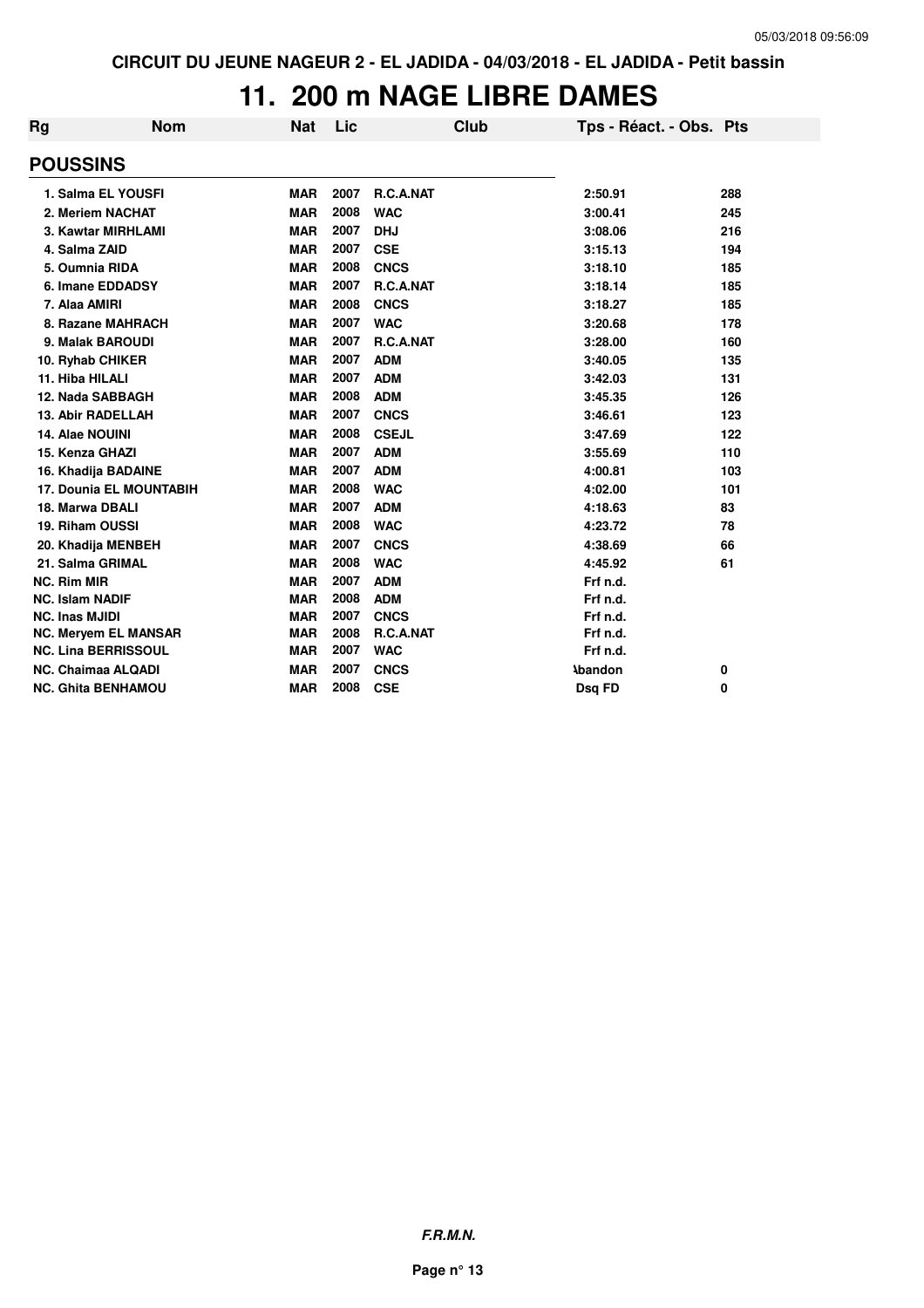CIRCUIT DU JEUNE NAGEUR 2 - EL JADIDA - 04/03/2018 - EL JADIDA - Petit bassin

# 11. 200 m NAGE LIBRE DAMES

| Rg | Nom | Nat | Lic | Club | Tps - Réact. - Obs. | Pts |
|---|---|---|---|---|---|---|
| **POUSSINS** | | | | | | |
| 1. Salma EL YOUSFI | | MAR | 2007 | R.C.A.NAT | 2:50.91 | 288 |
| 2. Meriem NACHAT | | MAR | 2008 | WAC | 3:00.41 | 245 |
| 3. Kawtar MIRHLAMI | | MAR | 2007 | DHJ | 3:08.06 | 216 |
| 4. Salma ZAID | | MAR | 2007 | CSE | 3:15.13 | 194 |
| 5. Oumnia RIDA | | MAR | 2008 | CNCS | 3:18.10 | 185 |
| 6. Imane EDDADSY | | MAR | 2007 | R.C.A.NAT | 3:18.14 | 185 |
| 7. Alaa AMIRI | | MAR | 2008 | CNCS | 3:18.27 | 185 |
| 8. Razane MAHRACH | | MAR | 2007 | WAC | 3:20.68 | 178 |
| 9. Malak BAROUDI | | MAR | 2007 | R.C.A.NAT | 3:28.00 | 160 |
| 10. Ryhab CHIKER | | MAR | 2007 | ADM | 3:40.05 | 135 |
| 11. Hiba HILALI | | MAR | 2007 | ADM | 3:42.03 | 131 |
| 12. Nada SABBAGH | | MAR | 2008 | ADM | 3:45.35 | 126 |
| 13. Abir RADELLAH | | MAR | 2007 | CNCS | 3:46.61 | 123 |
| 14. Alae NOUINI | | MAR | 2008 | CSEJL | 3:47.69 | 122 |
| 15. Kenza GHAZI | | MAR | 2007 | ADM | 3:55.69 | 110 |
| 16. Khadija BADAINE | | MAR | 2007 | ADM | 4:00.81 | 103 |
| 17. Dounia EL MOUNTABIH | | MAR | 2008 | WAC | 4:02.00 | 101 |
| 18. Marwa DBALI | | MAR | 2007 | ADM | 4:18.63 | 83 |
| 19. Riham OUSSI | | MAR | 2008 | WAC | 4:23.72 | 78 |
| 20. Khadija MENBEH | | MAR | 2007 | CNCS | 4:38.69 | 66 |
| 21. Salma GRIMAL | | MAR | 2008 | WAC | 4:45.92 | 61 |
| NC. Rim MIR | | MAR | 2007 | ADM | Frf n.d. | |
| NC. Islam NADIF | | MAR | 2008 | ADM | Frf n.d. | |
| NC. Inas MJIDI | | MAR | 2007 | CNCS | Frf n.d. | |
| NC. Meryem EL MANSAR | | MAR | 2008 | R.C.A.NAT | Frf n.d. | |
| NC. Lina BERRISSOUL | | MAR | 2007 | WAC | Frf n.d. | |
| NC. Chaimaa ALQADI | | MAR | 2007 | CNCS | Abandon | 0 |
| NC. Ghita BENHAMOU | | MAR | 2008 | CSE | Dsq FD | 0 |

*F.R.M.N.*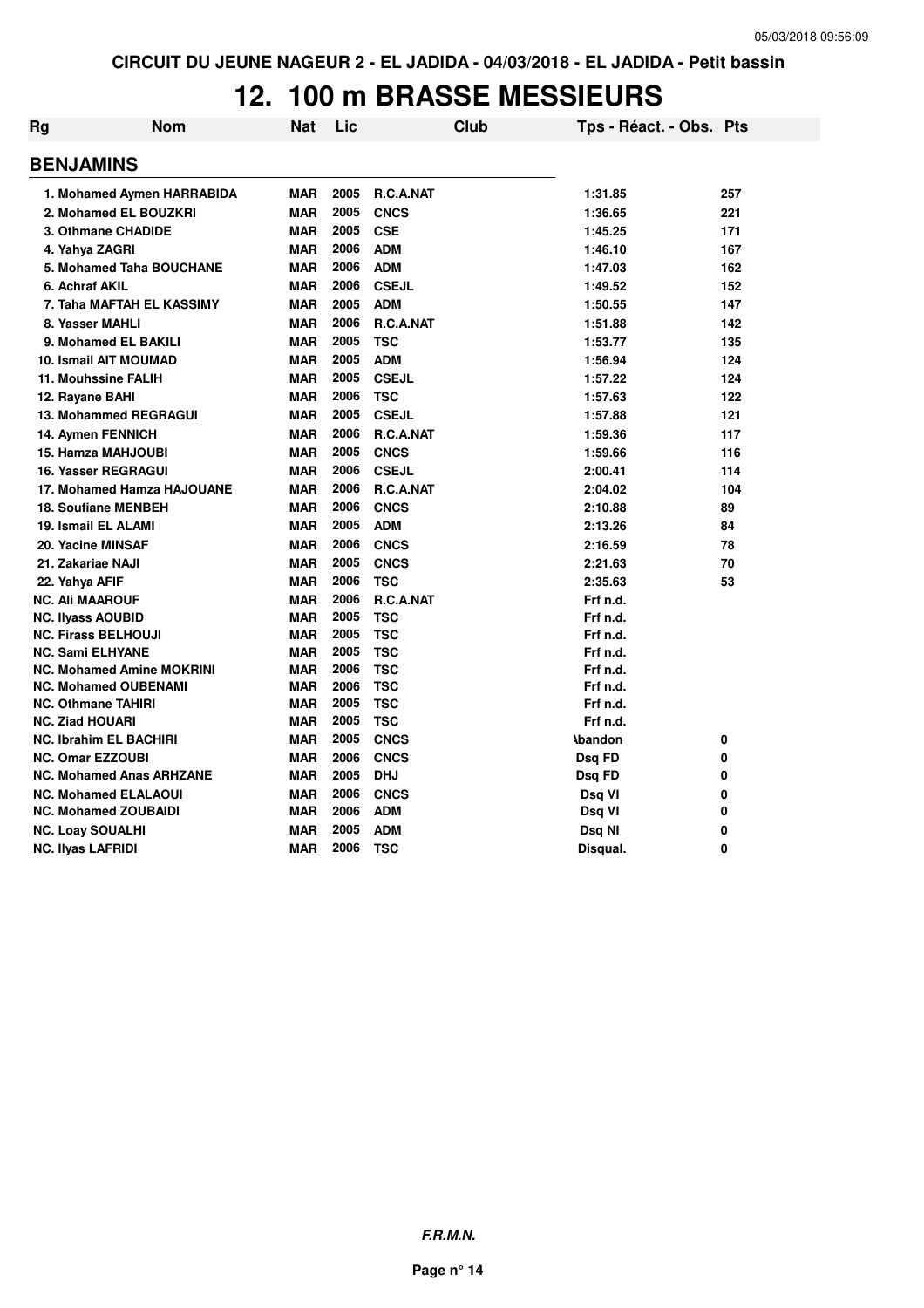CIRCUIT DU JEUNE NAGEUR 2 - EL JADIDA - 04/03/2018 - EL JADIDA - Petit bassin

# 12. 100 m BRASSE MESSIEURS

| Rg | Nom | Nat | Lic | Club | Tps - Réact. - Obs. | Pts |
|---|---|---|---|---|---|---|
| **BENJAMINS** | | | | | | |
| 1. | Mohamed Aymen HARRABIDA | MAR | 2005 | R.C.A.NAT | 1:31.85 | 257 |
| 2. | Mohamed EL BOUZKRI | MAR | 2005 | CNCS | 1:36.65 | 221 |
| 3. | Othmane CHADIDE | MAR | 2005 | CSE | 1:45.25 | 171 |
| 4. | Yahya ZAGRI | MAR | 2006 | ADM | 1:46.10 | 167 |
| 5. | Mohamed Taha BOUCHANE | MAR | 2006 | ADM | 1:47.03 | 162 |
| 6. | Achraf AKIL | MAR | 2006 | CSEJL | 1:49.52 | 152 |
| 7. | Taha MAFTAH EL KASSIMY | MAR | 2005 | ADM | 1:50.55 | 147 |
| 8. | Yasser MAHLI | MAR | 2006 | R.C.A.NAT | 1:51.88 | 142 |
| 9. | Mohamed EL BAKILI | MAR | 2005 | TSC | 1:53.77 | 135 |
| 10. | Ismail AIT MOUMAD | MAR | 2005 | ADM | 1:56.94 | 124 |
| 11. | Mouhssine FALIH | MAR | 2005 | CSEJL | 1:57.22 | 124 |
| 12. | Rayane BAHI | MAR | 2006 | TSC | 1:57.63 | 122 |
| 13. | Mohammed REGRAGUI | MAR | 2005 | CSEJL | 1:57.88 | 121 |
| 14. | Aymen FENNICH | MAR | 2006 | R.C.A.NAT | 1:59.36 | 117 |
| 15. | Hamza MAHJOUBI | MAR | 2005 | CNCS | 1:59.66 | 116 |
| 16. | Yasser REGRAGUI | MAR | 2006 | CSEJL | 2:00.41 | 114 |
| 17. | Mohamed Hamza HAJOUANE | MAR | 2006 | R.C.A.NAT | 2:04.02 | 104 |
| 18. | Soufiane MENBEH | MAR | 2006 | CNCS | 2:10.88 | 89 |
| 19. | Ismail EL ALAMI | MAR | 2005 | ADM | 2:13.26 | 84 |
| 20. | Yacine MINSAF | MAR | 2006 | CNCS | 2:16.59 | 78 |
| 21. | Zakariae NAJI | MAR | 2005 | CNCS | 2:21.63 | 70 |
| 22. | Yahya AFIF | MAR | 2006 | TSC | 2:35.63 | 53 |
| NC. | Ali MAAROUF | MAR | 2006 | R.C.A.NAT | Frf n.d. | |
| NC. | Ilyass AOUBID | MAR | 2005 | TSC | Frf n.d. | |
| NC. | Firass BELHOUJI | MAR | 2005 | TSC | Frf n.d. | |
| NC. | Sami ELHYANE | MAR | 2005 | TSC | Frf n.d. | |
| NC. | Mohamed Amine MOKRINI | MAR | 2006 | TSC | Frf n.d. | |
| NC. | Mohamed OUBENAMI | MAR | 2006 | TSC | Frf n.d. | |
| NC. | Othmane TAHIRI | MAR | 2005 | TSC | Frf n.d. | |
| NC. | Ziad HOUARI | MAR | 2005 | TSC | Frf n.d. | |
| NC. | Ibrahim EL BACHIRI | MAR | 2005 | CNCS | Abandon | 0 |
| NC. | Omar EZZOUBI | MAR | 2006 | CNCS | Dsq FD | 0 |
| NC. | Mohamed Anas ARHZANE | MAR | 2005 | DHJ | Dsq FD | 0 |
| NC. | Mohamed ELALAOUI | MAR | 2006 | CNCS | Dsq VI | 0 |
| NC. | Mohamed ZOUBAIDI | MAR | 2006 | ADM | Dsq VI | 0 |
| NC. | Loay SOUALHI | MAR | 2005 | ADM | Dsq NI | 0 |
| NC. | Ilyas LAFRIDI | MAR | 2006 | TSC | Disqual. | 0 |

*F.R.M.N.*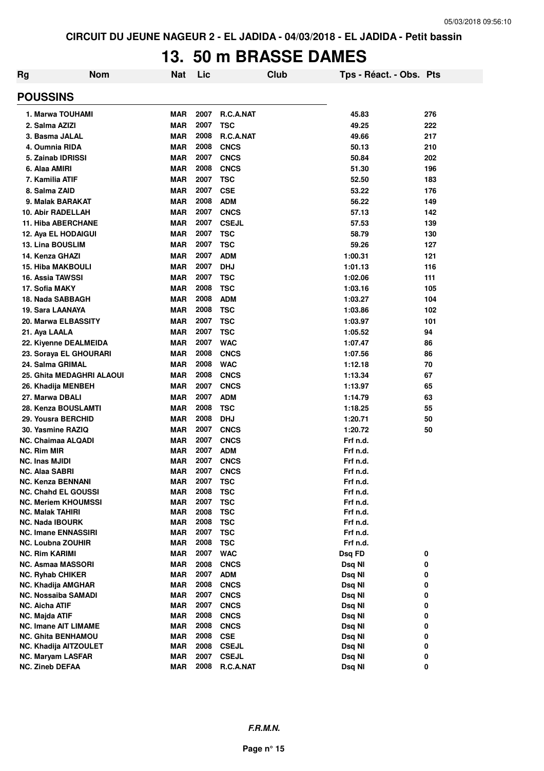# 13. 50 m BRASSE DAMES

CIRCUIT DU JEUNE NAGEUR 2 - EL JADIDA - 04/03/2018 - EL JADIDA - Petit bassin

| Rg | Nom | Nat | Lic | Club | Tps - Réact. - Obs. | Pts |
|---|---|---|---|---|---|---|
| **POUSSINS** | | | | | | |
| 1. | Marwa TOUHAMI | MAR | 2007 | R.C.A.NAT | 45.83 | 276 |
| 2. | Salma AZIZI | MAR | 2007 | TSC | 49.25 | 222 |
| 3. | Basma JALAL | MAR | 2008 | R.C.A.NAT | 49.66 | 217 |
| 4. | Oumnia RIDA | MAR | 2008 | CNCS | 50.13 | 210 |
| 5. | Zainab IDRISSI | MAR | 2007 | CNCS | 50.84 | 202 |
| 6. | Alaa AMIRI | MAR | 2008 | CNCS | 51.30 | 196 |
| 7. | Kamilia ATIF | MAR | 2007 | TSC | 52.50 | 183 |
| 8. | Salma ZAID | MAR | 2007 | CSE | 53.22 | 176 |
| 9. | Malak BARAKAT | MAR | 2008 | ADM | 56.22 | 149 |
| 10. | Abir RADELLAH | MAR | 2007 | CNCS | 57.13 | 142 |
| 11. | Hiba ABERCHANE | MAR | 2007 | CSEJL | 57.53 | 139 |
| 12. | Aya EL HODAIGUI | MAR | 2007 | TSC | 58.79 | 130 |
| 13. | Lina BOUSLIM | MAR | 2007 | TSC | 59.26 | 127 |
| 14. | Kenza GHAZI | MAR | 2007 | ADM | 1:00.31 | 121 |
| 15. | Hiba MAKBOULI | MAR | 2007 | DHJ | 1:01.13 | 116 |
| 16. | Assia TAWSSI | MAR | 2007 | TSC | 1:02.06 | 111 |
| 17. | Sofia MAKY | MAR | 2008 | TSC | 1:03.16 | 105 |
| 18. | Nada SABBAGH | MAR | 2008 | ADM | 1:03.27 | 104 |
| 19. | Sara LAANAYA | MAR | 2008 | TSC | 1:03.86 | 102 |
| 20. | Marwa ELBASSITY | MAR | 2007 | TSC | 1:03.97 | 101 |
| 21. | Aya LAALA | MAR | 2007 | TSC | 1:05.52 | 94 |
| 22. | Kiyenne DEALMEIDA | MAR | 2007 | WAC | 1:07.47 | 86 |
| 23. | Soraya EL GHOURARI | MAR | 2008 | CNCS | 1:07.56 | 86 |
| 24. | Salma GRIMAL | MAR | 2008 | WAC | 1:12.18 | 70 |
| 25. | Ghita MEDAGHRI ALAOUI | MAR | 2008 | CNCS | 1:13.34 | 67 |
| 26. | Khadija MENBEH | MAR | 2007 | CNCS | 1:13.97 | 65 |
| 27. | Marwa DBALI | MAR | 2007 | ADM | 1:14.79 | 63 |
| 28. | Kenza BOUSLAMTI | MAR | 2008 | TSC | 1:18.25 | 55 |
| 29. | Yousra BERCHID | MAR | 2008 | DHJ | 1:20.71 | 50 |
| 30. | Yasmine RAZIQ | MAR | 2007 | CNCS | 1:20.72 | 50 |
| NC. | Chaimaa ALQADI | MAR | 2007 | CNCS | Frf n.d. | |
| NC. | Rim MIR | MAR | 2007 | ADM | Frf n.d. | |
| NC. | Inas MJIDI | MAR | 2007 | CNCS | Frf n.d. | |
| NC. | Alaa SABRI | MAR | 2007 | CNCS | Frf n.d. | |
| NC. | Kenza BENNANI | MAR | 2007 | TSC | Frf n.d. | |
| NC. | Chahd EL GOUSSI | MAR | 2008 | TSC | Frf n.d. | |
| NC. | Meriem KHOUMSSI | MAR | 2007 | TSC | Frf n.d. | |
| NC. | Malak TAHIRI | MAR | 2008 | TSC | Frf n.d. | |
| NC. | Nada IBOURK | MAR | 2008 | TSC | Frf n.d. | |
| NC. | Imane ENNASSIRI | MAR | 2007 | TSC | Frf n.d. | |
| NC. | Loubna ZOUHIR | MAR | 2008 | TSC | Frf n.d. | |
| NC. | Rim KARIMI | MAR | 2007 | WAC | Dsq FD | 0 |
| NC. | Asmaa MASSORI | MAR | 2008 | CNCS | Dsq NI | 0 |
| NC. | Ryhab CHIKER | MAR | 2007 | ADM | Dsq NI | 0 |
| NC. | Khadija AMGHAR | MAR | 2008 | CNCS | Dsq NI | 0 |
| NC. | Nossaiba SAMADI | MAR | 2007 | CNCS | Dsq NI | 0 |
| NC. | Aicha ATIF | MAR | 2007 | CNCS | Dsq NI | 0 |
| NC. | Majda ATIF | MAR | 2008 | CNCS | Dsq NI | 0 |
| NC. | Imane AIT LIMAME | MAR | 2008 | CNCS | Dsq NI | 0 |
| NC. | Ghita BENHAMOU | MAR | 2008 | CSE | Dsq NI | 0 |
| NC. | Khadija AITZOULET | MAR | 2008 | CSEJL | Dsq NI | 0 |
| NC. | Maryam LASFAR | MAR | 2007 | CSEJL | Dsq NI | 0 |
| NC. | Zineb DEFAA | MAR | 2008 | R.C.A.NAT | Dsq NI | 0 |

*F.R.M.N.*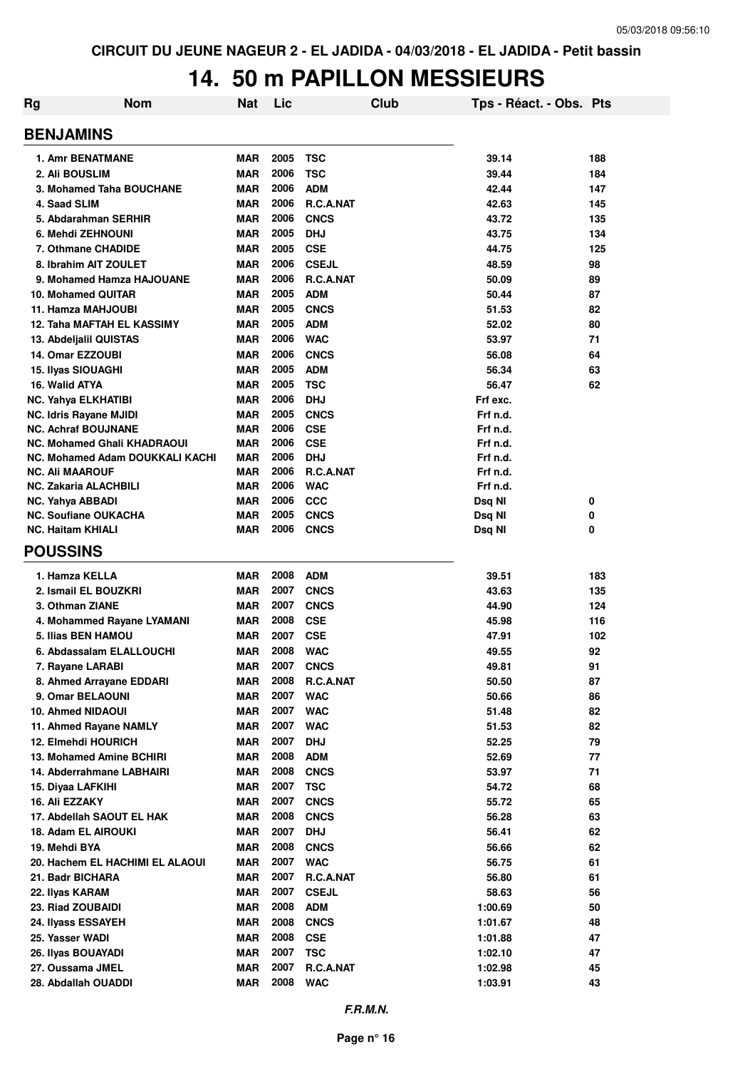CIRCUIT DU JEUNE NAGEUR 2 - EL JADIDA - 04/03/2018 - EL JADIDA - Petit bassin

# 14. 50 m PAPILLON MESSIEURS

| Rg | Nom | Nat | Lic | Club | Tps - Réact. - Obs. | Pts |
|---|---|---|---|---|---|---|
| **BENJAMINS** | | | | | | |
| 1. Amr BENATMANE | | MAR | 2005 | TSC | 39.14 | 188 |
| 2. Ali BOUSLIM | | MAR | 2006 | TSC | 39.44 | 184 |
| 3. Mohamed Taha BOUCHANE | | MAR | 2006 | ADM | 42.44 | 147 |
| 4. Saad SLIM | | MAR | 2006 | R.C.A.NAT | 42.63 | 145 |
| 5. Abdarahman SERHIR | | MAR | 2006 | CNCS | 43.72 | 135 |
| 6. Mehdi ZEHNOUNI | | MAR | 2005 | DHJ | 43.75 | 134 |
| 7. Othmane CHADIDE | | MAR | 2005 | CSE | 44.75 | 125 |
| 8. Ibrahim AIT ZOULET | | MAR | 2006 | CSEJL | 48.59 | 98 |
| 9. Mohamed Hamza HAJOUANE | | MAR | 2006 | R.C.A.NAT | 50.09 | 89 |
| 10. Mohamed QUITAR | | MAR | 2005 | ADM | 50.44 | 87 |
| 11. Hamza MAHJOUBI | | MAR | 2005 | CNCS | 51.53 | 82 |
| 12. Taha MAFTAH EL KASSIMY | | MAR | 2005 | ADM | 52.02 | 80 |
| 13. Abdeljalil QUISTAS | | MAR | 2006 | WAC | 53.97 | 71 |
| 14. Omar EZZOUBI | | MAR | 2006 | CNCS | 56.08 | 64 |
| 15. Ilyas SIOUAGHI | | MAR | 2005 | ADM | 56.34 | 63 |
| 16. Walid ATYA | | MAR | 2005 | TSC | 56.47 | 62 |
| NC. Yahya ELKHATIBI | | MAR | 2006 | DHJ | Frf exc. | |
| NC. Idris Rayane MJIDI | | MAR | 2005 | CNCS | Frf n.d. | |
| NC. Achraf BOUJNANE | | MAR | 2006 | CSE | Frf n.d. | |
| NC. Mohamed Ghali KHADRAOUI | | MAR | 2006 | CSE | Frf n.d. | |
| NC. Mohamed Adam DOUKKALI KACHI | | MAR | 2006 | DHJ | Frf n.d. | |
| NC. Ali MAAROUF | | MAR | 2006 | R.C.A.NAT | Frf n.d. | |
| NC. Zakaria ALACHBILI | | MAR | 2006 | WAC | Frf n.d. | |
| NC. Yahya ABBADI | | MAR | 2006 | CCC | Dsq NI | 0 |
| NC. Soufiane OUKACHA | | MAR | 2005 | CNCS | Dsq NI | 0 |
| NC. Haitam KHIALI | | MAR | 2006 | CNCS | Dsq NI | 0 |
| **POUSSINS** | | | | | | |
| 1. Hamza KELLA | | MAR | 2008 | ADM | 39.51 | 183 |
| 2. Ismail EL BOUZKRI | | MAR | 2007 | CNCS | 43.63 | 135 |
| 3. Othman ZIANE | | MAR | 2007 | CNCS | 44.90 | 124 |
| 4. Mohammed Rayane LYAMANI | | MAR | 2008 | CSE | 45.98 | 116 |
| 5. Ilias BEN HAMOU | | MAR | 2007 | CSE | 47.91 | 102 |
| 6. Abdassalam ELALLOUCHI | | MAR | 2008 | WAC | 49.55 | 92 |
| 7. Rayane LARABI | | MAR | 2007 | CNCS | 49.81 | 91 |
| 8. Ahmed Arrayane EDDARI | | MAR | 2008 | R.C.A.NAT | 50.50 | 87 |
| 9. Omar BELAOUNI | | MAR | 2007 | WAC | 50.66 | 86 |
| 10. Ahmed NIDAOUI | | MAR | 2007 | WAC | 51.48 | 82 |
| 11. Ahmed Rayane NAMLY | | MAR | 2007 | WAC | 51.53 | 82 |
| 12. Elmehdi HOURICH | | MAR | 2007 | DHJ | 52.25 | 79 |
| 13. Mohamed Amine BCHIRI | | MAR | 2008 | ADM | 52.69 | 77 |
| 14. Abderrahmane LABHAIRI | | MAR | 2008 | CNCS | 53.97 | 71 |
| 15. Diyaa LAFKIHI | | MAR | 2007 | TSC | 54.72 | 68 |
| 16. Ali EZZAKY | | MAR | 2007 | CNCS | 55.72 | 65 |
| 17. Abdellah SAOUT EL HAK | | MAR | 2008 | CNCS | 56.28 | 63 |
| 18. Adam EL AIROUKI | | MAR | 2007 | DHJ | 56.41 | 62 |
| 19. Mehdi BYA | | MAR | 2008 | CNCS | 56.66 | 62 |
| 20. Hachem EL HACHIMI EL ALAOUI | | MAR | 2007 | WAC | 56.75 | 61 |
| 21. Badr BICHARA | | MAR | 2007 | R.C.A.NAT | 56.80 | 61 |
| 22. Ilyas KARAM | | MAR | 2007 | CSEJL | 58.63 | 56 |
| 23. Riad ZOUBAIDI | | MAR | 2008 | ADM | 1:00.69 | 50 |
| 24. Ilyass ESSAYEH | | MAR | 2008 | CNCS | 1:01.67 | 48 |
| 25. Yasser WADI | | MAR | 2008 | CSE | 1:01.88 | 47 |
| 26. Ilyas BOUAYADI | | MAR | 2007 | TSC | 1:02.10 | 47 |
| 27. Oussama JMEL | | MAR | 2007 | R.C.A.NAT | 1:02.98 | 45 |
| 28. Abdallah OUADDI | | MAR | 2008 | WAC | 1:03.91 | 43 |

*F.R.M.N.*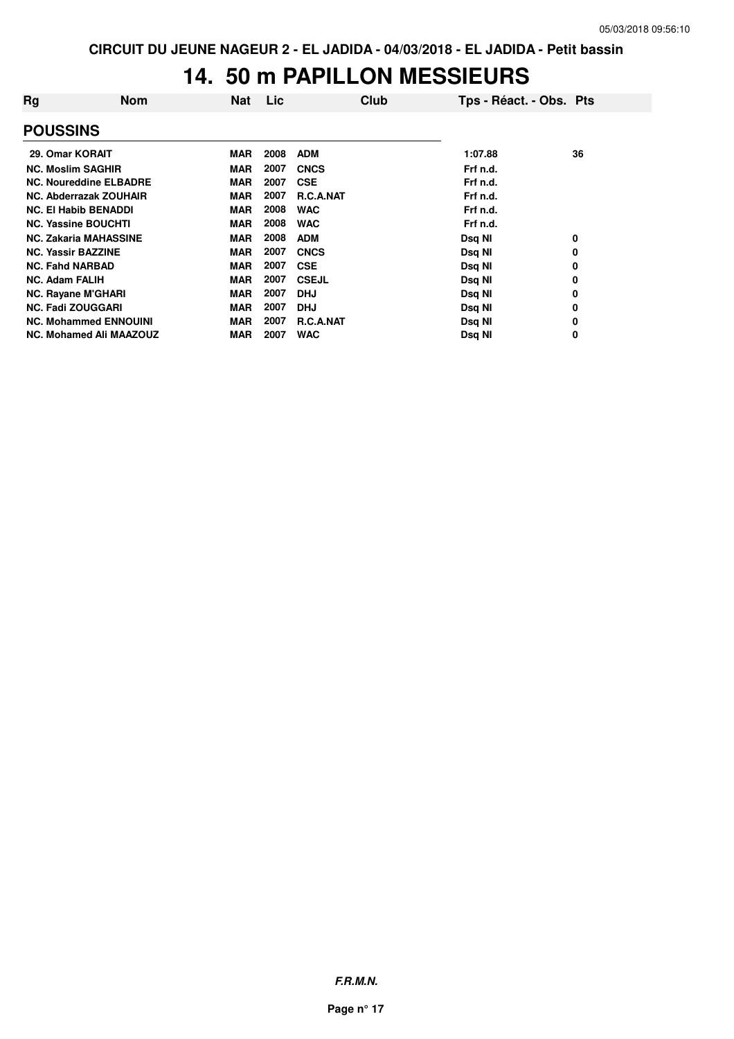CIRCUIT DU JEUNE NAGEUR 2 - EL JADIDA - 04/03/2018 - EL JADIDA - Petit bassin

# 14. 50 m PAPILLON MESSIEURS

| Rg | Nom | Nat | Lic | Club | Tps - Réact. - Obs. | Pts |
|---|---|---|---|---|---|---|
| **POUSSINS** | | | | | | |
| 29. | Omar KORAIT | MAR | 2008 | ADM | 1:07.88 | 36 |
| NC. | Moslim SAGHIR | MAR | 2007 | CNCS | Frf n.d. | |
| NC. | Noureddine ELBADRE | MAR | 2007 | CSE | Frf n.d. | |
| NC. | Abderrazak ZOUHAIR | MAR | 2007 | R.C.A.NAT | Frf n.d. | |
| NC. | El Habib BENADDI | MAR | 2008 | WAC | Frf n.d. | |
| NC. | Yassine BOUCHTI | MAR | 2008 | WAC | Frf n.d. | |
| NC. | Zakaria MAHASSINE | MAR | 2008 | ADM | Dsq NI | 0 |
| NC. | Yassir BAZZINE | MAR | 2007 | CNCS | Dsq NI | 0 |
| NC. | Fahd NARBAD | MAR | 2007 | CSE | Dsq NI | 0 |
| NC. | Adam FALIH | MAR | 2007 | CSEJL | Dsq NI | 0 |
| NC. | Rayane M'GHARI | MAR | 2007 | DHJ | Dsq NI | 0 |
| NC. | Fadi ZOUGGARI | MAR | 2007 | DHJ | Dsq NI | 0 |
| NC. | Mohammed ENNOUINI | MAR | 2007 | R.C.A.NAT | Dsq NI | 0 |
| NC. | Mohamed Ali MAAZOUZ | MAR | 2007 | WAC | Dsq NI | 0 |

*F.R.M.N.*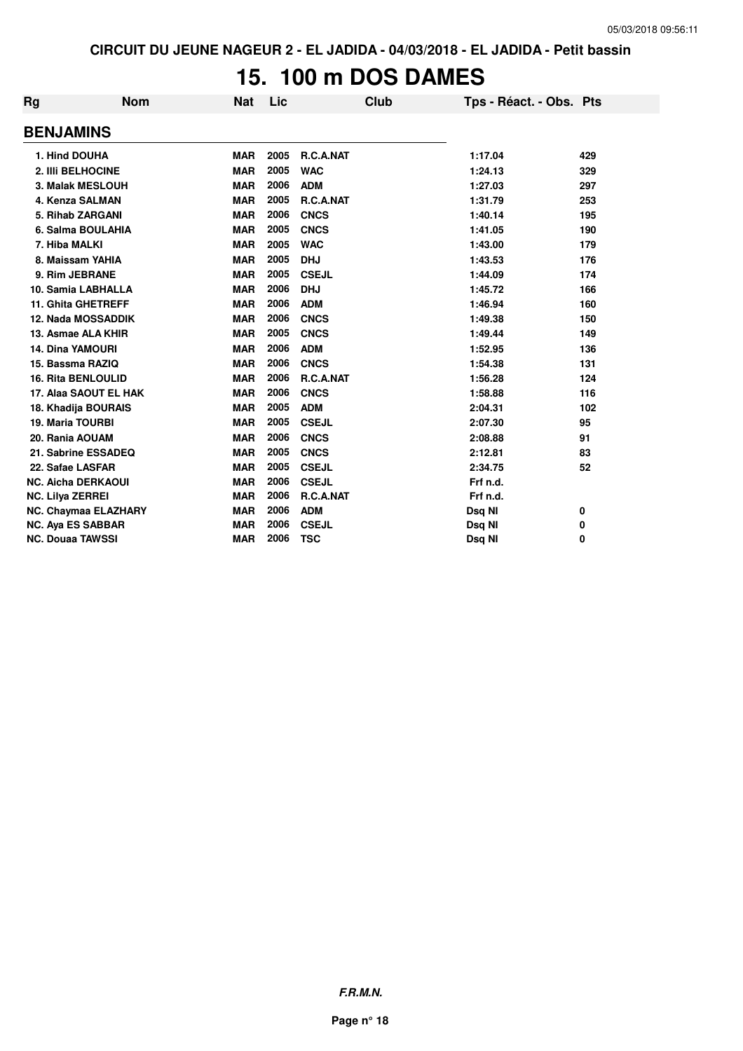CIRCUIT DU JEUNE NAGEUR 2 - EL JADIDA - 04/03/2018 - EL JADIDA - Petit bassin

# 15. 100 m DOS DAMES

| Rg | Nom | Nat | Lic | Club | Tps - Réact. - Obs. | Pts |
|---|---|---|---|---|---|---|
| **BENJAMINS** | | | | | | |
| 1. Hind DOUHA | | MAR | 2005 | R.C.A.NAT | 1:17.04 | 429 |
| 2. Illi BELHOCINE | | MAR | 2005 | WAC | 1:24.13 | 329 |
| 3. Malak MESLOUH | | MAR | 2006 | ADM | 1:27.03 | 297 |
| 4. Kenza SALMAN | | MAR | 2005 | R.C.A.NAT | 1:31.79 | 253 |
| 5. Rihab ZARGANI | | MAR | 2006 | CNCS | 1:40.14 | 195 |
| 6. Salma BOULAHIA | | MAR | 2005 | CNCS | 1:41.05 | 190 |
| 7. Hiba MALKI | | MAR | 2005 | WAC | 1:43.00 | 179 |
| 8. Maissam YAHIA | | MAR | 2005 | DHJ | 1:43.53 | 176 |
| 9. Rim JEBRANE | | MAR | 2005 | CSEJL | 1:44.09 | 174 |
| 10. Samia LABHALLA | | MAR | 2006 | DHJ | 1:45.72 | 166 |
| 11. Ghita GHETREFF | | MAR | 2006 | ADM | 1:46.94 | 160 |
| 12. Nada MOSSADDIK | | MAR | 2006 | CNCS | 1:49.38 | 150 |
| 13. Asmae ALA KHIR | | MAR | 2005 | CNCS | 1:49.44 | 149 |
| 14. Dina YAMOURI | | MAR | 2006 | ADM | 1:52.95 | 136 |
| 15. Bassma RAZIQ | | MAR | 2006 | CNCS | 1:54.38 | 131 |
| 16. Rita BENLOULID | | MAR | 2006 | R.C.A.NAT | 1:56.28 | 124 |
| 17. Alaa SAOUT EL HAK | | MAR | 2006 | CNCS | 1:58.88 | 116 |
| 18. Khadija BOURAIS | | MAR | 2005 | ADM | 2:04.31 | 102 |
| 19. Maria TOURBI | | MAR | 2005 | CSEJL | 2:07.30 | 95 |
| 20. Rania AOUAM | | MAR | 2006 | CNCS | 2:08.88 | 91 |
| 21. Sabrine ESSADEQ | | MAR | 2005 | CNCS | 2:12.81 | 83 |
| 22. Safae LASFAR | | MAR | 2005 | CSEJL | 2:34.75 | 52 |
| NC. Aicha DERKAOUI | | MAR | 2006 | CSEJL | Frf n.d. | |
| NC. Lilya ZERREI | | MAR | 2006 | R.C.A.NAT | Frf n.d. | |
| NC. Chaymaa ELAZHARY | | MAR | 2006 | ADM | Dsq NI | 0 |
| NC. Aya ES SABBAR | | MAR | 2006 | CSEJL | Dsq NI | 0 |
| NC. Douaa TAWSSI | | MAR | 2006 | TSC | Dsq NI | 0 |

*F.R.M.N.*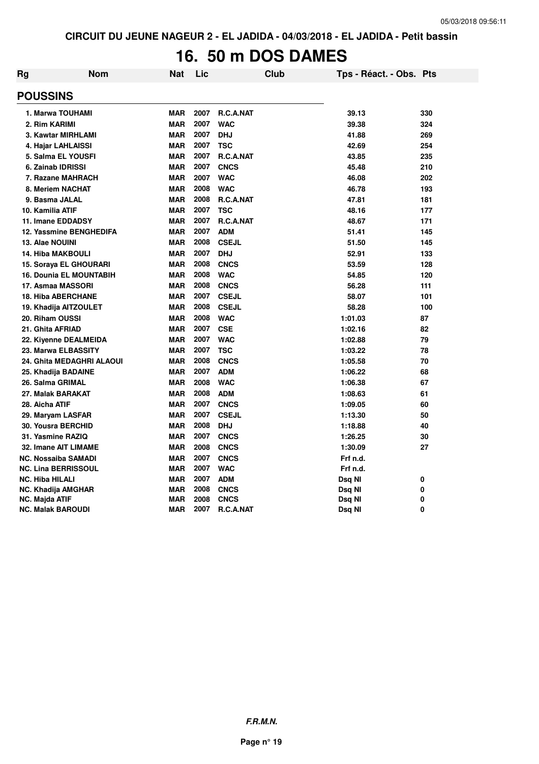CIRCUIT DU JEUNE NAGEUR 2 - EL JADIDA - 04/03/2018 - EL JADIDA - Petit bassin

# 16. 50 m DOS DAMES

| Rg | Nom | Nat | Lic | Club | Tps - Réact. - Obs. | Pts |
|---|---|---|---|---|---|---|
| **POUSSINS** | | | | | | |
| 1. | Marwa TOUHAMI | MAR | 2007 | R.C.A.NAT | 39.13 | 330 |
| 2. | Rim KARIMI | MAR | 2007 | WAC | 39.38 | 324 |
| 3. | Kawtar MIRHLAMI | MAR | 2007 | DHJ | 41.88 | 269 |
| 4. | Hajar LAHLAISSI | MAR | 2007 | TSC | 42.69 | 254 |
| 5. | Salma EL YOUSFI | MAR | 2007 | R.C.A.NAT | 43.85 | 235 |
| 6. | Zainab IDRISSI | MAR | 2007 | CNCS | 45.48 | 210 |
| 7. | Razane MAHRACH | MAR | 2007 | WAC | 46.08 | 202 |
| 8. | Meriem NACHAT | MAR | 2008 | WAC | 46.78 | 193 |
| 9. | Basma JALAL | MAR | 2008 | R.C.A.NAT | 47.81 | 181 |
| 10. | Kamilia ATIF | MAR | 2007 | TSC | 48.16 | 177 |
| 11. | Imane EDDADSY | MAR | 2007 | R.C.A.NAT | 48.67 | 171 |
| 12. | Yassmine BENGHEDIFA | MAR | 2007 | ADM | 51.41 | 145 |
| 13. | Alae NOUINI | MAR | 2008 | CSEJL | 51.50 | 145 |
| 14. | Hiba MAKBOULI | MAR | 2007 | DHJ | 52.91 | 133 |
| 15. | Soraya EL GHOURARI | MAR | 2008 | CNCS | 53.59 | 128 |
| 16. | Dounia EL MOUNTABIH | MAR | 2008 | WAC | 54.85 | 120 |
| 17. | Asmaa MASSORI | MAR | 2008 | CNCS | 56.28 | 111 |
| 18. | Hiba ABERCHANE | MAR | 2007 | CSEJL | 58.07 | 101 |
| 19. | Khadija AITZOULET | MAR | 2008 | CSEJL | 58.28 | 100 |
| 20. | Riham OUSSI | MAR | 2008 | WAC | 1:01.03 | 87 |
| 21. | Ghita AFRIAD | MAR | 2007 | CSE | 1:02.16 | 82 |
| 22. | Kiyenne DEALMEIDA | MAR | 2007 | WAC | 1:02.88 | 79 |
| 23. | Marwa ELBASSITY | MAR | 2007 | TSC | 1:03.22 | 78 |
| 24. | Ghita MEDAGHRI ALAOUI | MAR | 2008 | CNCS | 1:05.58 | 70 |
| 25. | Khadija BADAINE | MAR | 2007 | ADM | 1:06.22 | 68 |
| 26. | Salma GRIMAL | MAR | 2008 | WAC | 1:06.38 | 67 |
| 27. | Malak BARAKAT | MAR | 2008 | ADM | 1:08.63 | 61 |
| 28. | Aicha ATIF | MAR | 2007 | CNCS | 1:09.05 | 60 |
| 29. | Maryam LASFAR | MAR | 2007 | CSEJL | 1:13.30 | 50 |
| 30. | Yousra BERCHID | MAR | 2008 | DHJ | 1:18.88 | 40 |
| 31. | Yasmine RAZIQ | MAR | 2007 | CNCS | 1:26.25 | 30 |
| 32. | Imane AIT LIMAME | MAR | 2008 | CNCS | 1:30.09 | 27 |
| NC. | Nossaiba SAMADI | MAR | 2007 | CNCS | Frf n.d. | |
| NC. | Lina BERRISSOUL | MAR | 2007 | WAC | Frf n.d. | |
| NC. | Hiba HILALI | MAR | 2007 | ADM | Dsq NI | 0 |
| NC. | Khadija AMGHAR | MAR | 2008 | CNCS | Dsq NI | 0 |
| NC. | Majda ATIF | MAR | 2008 | CNCS | Dsq NI | 0 |
| NC. | Malak BAROUDI | MAR | 2007 | R.C.A.NAT | Dsq NI | 0 |

*F.R.M.N.*